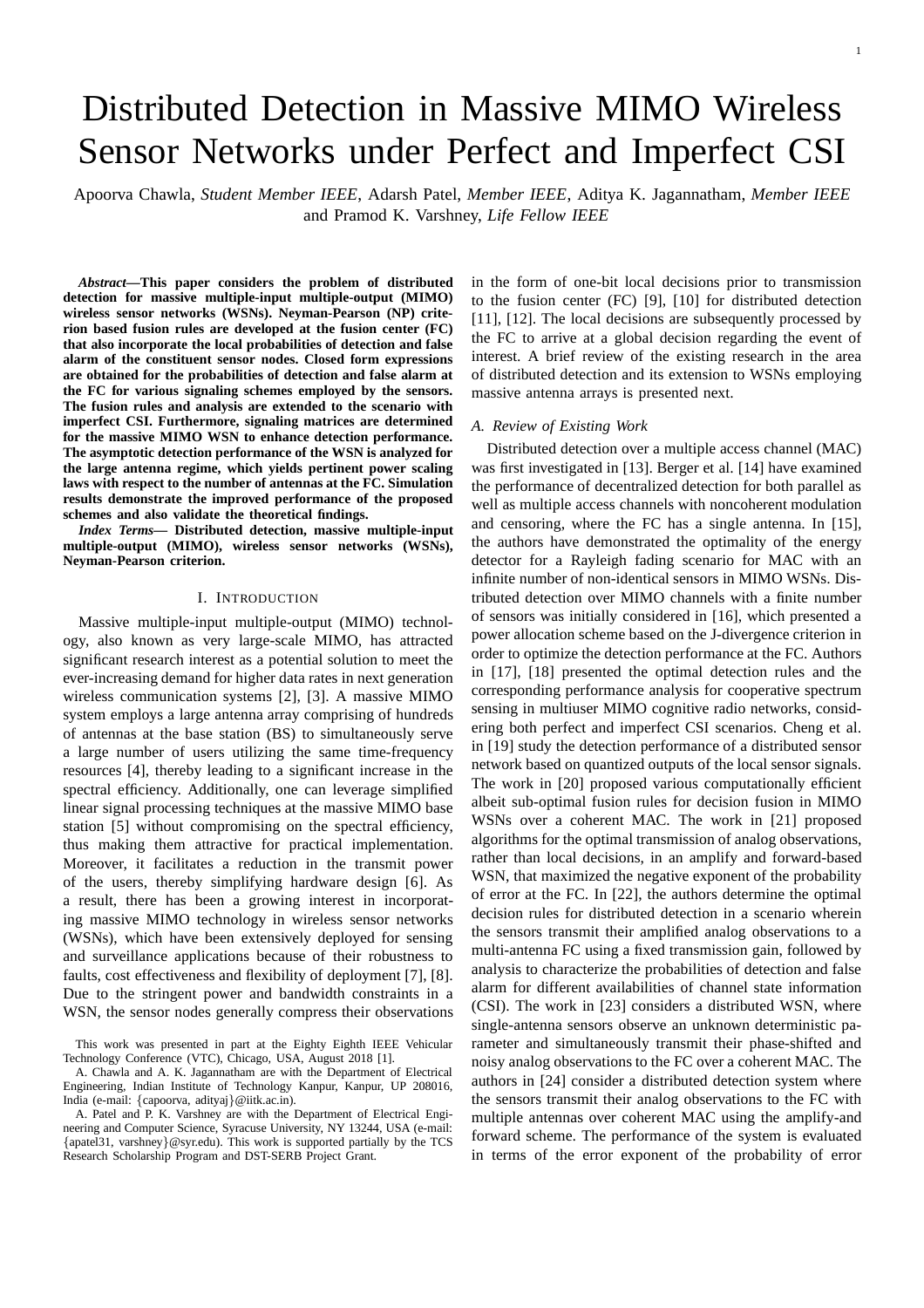# Distributed Detection in Massive MIMO Wireless Sensor Networks under Perfect and Imperfect CSI

Apoorva Chawla, *Student Member IEEE*, Adarsh Patel, *Member IEEE*, Aditya K. Jagannatham, *Member IEEE* and Pramod K. Varshney, *Life Fellow IEEE*

***Abstract*—This paper considers the problem of distributed detection for massive multiple-input multiple-output (MIMO) wireless sensor networks (WSNs). Neyman-Pearson (NP) criterion based fusion rules are developed at the fusion center (FC) that also incorporate the local probabilities of detection and false alarm of the constituent sensor nodes. Closed form expressions are obtained for the probabilities of detection and false alarm at the FC for various signaling schemes employed by the sensors. The fusion rules and analysis are extended to the scenario with imperfect CSI. Furthermore, signaling matrices are determined for the massive MIMO WSN to enhance detection performance. The asymptotic detection performance of the WSN is analyzed for the large antenna regime, which yields pertinent power scaling laws with respect to the number of antennas at the FC. Simulation results demonstrate the improved performance of the proposed schemes and also validate the theoretical findings.**

***Index Terms*— Distributed detection, massive multiple-input multiple-output (MIMO), wireless sensor networks (WSNs), Neyman-Pearson criterion.**

## I. Introduction

Massive multiple-input multiple-output (MIMO) technology, also known as very large-scale MIMO, has attracted significant research interest as a potential solution to meet the ever-increasing demand for higher data rates in next generation wireless communication systems [2], [3]. A massive MIMO system employs a large antenna array comprising of hundreds of antennas at the base station (BS) to simultaneously serve a large number of users utilizing the same time-frequency resources [4], thereby leading to a significant increase in the spectral efficiency. Additionally, one can leverage simplified linear signal processing techniques at the massive MIMO base station [5] without compromising on the spectral efficiency, thus making them attractive for practical implementation. Moreover, it facilitates a reduction in the transmit power of the users, thereby simplifying hardware design [6]. As a result, there has been a growing interest in incorporating massive MIMO technology in wireless sensor networks (WSNs), which have been extensively deployed for sensing and surveillance applications because of their robustness to faults, cost effectiveness and flexibility of deployment [7], [8]. Due to the stringent power and bandwidth constraints in a WSN, the sensor nodes generally compress their observations in the form of one-bit local decisions prior to transmission to the fusion center (FC) [9], [10] for distributed detection [11], [12]. The local decisions are subsequently processed by the FC to arrive at a global decision regarding the event of interest. A brief review of the existing research in the area of distributed detection and its extension to WSNs employing massive antenna arrays is presented next.

### A. Review of Existing Work

Distributed detection over a multiple access channel (MAC) was first investigated in [13]. Berger et al. [14] have examined the performance of decentralized detection for both parallel as well as multiple access channels with noncoherent modulation and censoring, where the FC has a single antenna. In [15], the authors have demonstrated the optimality of the energy detector for a Rayleigh fading scenario for MAC with an infinite number of non-identical sensors in MIMO WSNs. Distributed detection over MIMO channels with a finite number of sensors was initially considered in [16], which presented a power allocation scheme based on the J-divergence criterion in order to optimize the detection performance at the FC. Authors in [17], [18] presented the optimal detection rules and the corresponding performance analysis for cooperative spectrum sensing in multiuser MIMO cognitive radio networks, considering both perfect and imperfect CSI scenarios. Cheng et al. in [19] study the detection performance of a distributed sensor network based on quantized outputs of the local sensor signals. The work in [20] proposed various computationally efficient albeit sub-optimal fusion rules for decision fusion in MIMO WSNs over a coherent MAC. The work in [21] proposed algorithms for the optimal transmission of analog observations, rather than local decisions, in an amplify and forward-based WSN, that maximized the negative exponent of the probability of error at the FC. In [22], the authors determine the optimal decision rules for distributed detection in a scenario wherein the sensors transmit their amplified analog observations to a multi-antenna FC using a fixed transmission gain, followed by analysis to characterize the probabilities of detection and false alarm for different availabilities of channel state information (CSI). The work in [23] considers a distributed WSN, where single-antenna sensors observe an unknown deterministic parameter and simultaneously transmit their phase-shifted and noisy analog observations to the FC over a coherent MAC. The authors in [24] consider a distributed detection system where the sensors transmit their analog observations to the FC with multiple antennas over coherent MAC using the amplify-and forward scheme. The performance of the system is evaluated in terms of the error exponent of the probability of error

This work was presented in part at the Eighty Eighth IEEE Vehicular Technology Conference (VTC), Chicago, USA, August 2018 [1].

A. Chawla and A. K. Jagannatham are with the Department of Electrical Engineering, Indian Institute of Technology Kanpur, Kanpur, UP 208016, India (e-mail: {capoorva, adityaj}@iitk.ac.in).

A. Patel and P. K. Varshney are with the Department of Electrical Engineering and Computer Science, Syracuse University, NY 13244, USA (e-mail: {apatel31, varshney}@syr.edu). This work is supported partially by the TCS Research Scholarship Program and DST-SERB Project Grant.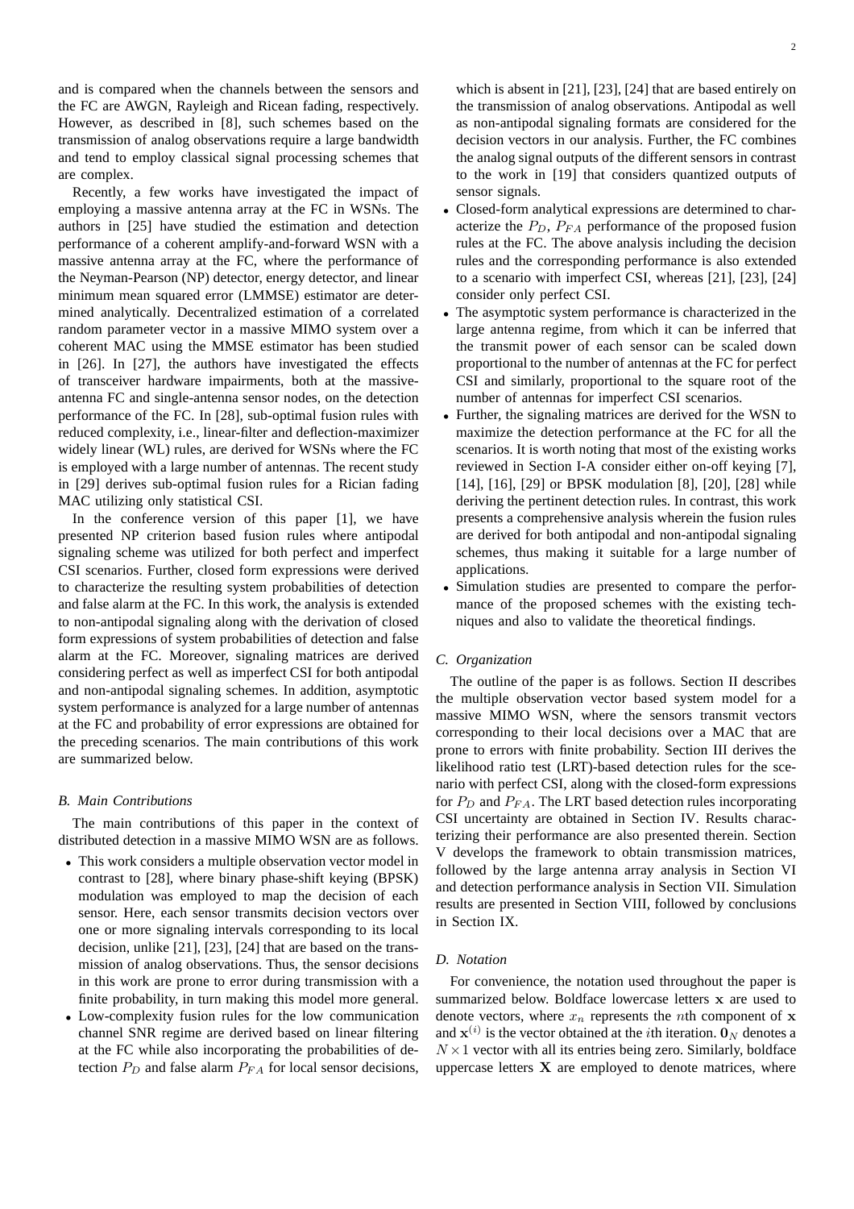and is compared when the channels between the sensors and the FC are AWGN, Rayleigh and Ricean fading, respectively. However, as described in [8], such schemes based on the transmission of analog observations require a large bandwidth and tend to employ classical signal processing schemes that are complex.

Recently, a few works have investigated the impact of employing a massive antenna array at the FC in WSNs. The authors in [25] have studied the estimation and detection performance of a coherent amplify-and-forward WSN with a massive antenna array at the FC, where the performance of the Neyman-Pearson (NP) detector, energy detector, and linear minimum mean squared error (LMMSE) estimator are determined analytically. Decentralized estimation of a correlated random parameter vector in a massive MIMO system over a coherent MAC using the MMSE estimator has been studied in [26]. In [27], the authors have investigated the effects of transceiver hardware impairments, both at the massive-antenna FC and single-antenna sensor nodes, on the detection performance of the FC. In [28], sub-optimal fusion rules with reduced complexity, i.e., linear-filter and deflection-maximizer widely linear (WL) rules, are derived for WSNs where the FC is employed with a large number of antennas. The recent study in [29] derives sub-optimal fusion rules for a Rician fading MAC utilizing only statistical CSI.

In the conference version of this paper [1], we have presented NP criterion based fusion rules where antipodal signaling scheme was utilized for both perfect and imperfect CSI scenarios. Further, closed form expressions were derived to characterize the resulting system probabilities of detection and false alarm at the FC. In this work, the analysis is extended to non-antipodal signaling along with the derivation of closed form expressions of system probabilities of detection and false alarm at the FC. Moreover, signaling matrices are derived considering perfect as well as imperfect CSI for both antipodal and non-antipodal signaling schemes. In addition, asymptotic system performance is analyzed for a large number of antennas at the FC and probability of error expressions are obtained for the preceding scenarios. The main contributions of this work are summarized below.

### *B. Main Contributions*

The main contributions of this paper in the context of distributed detection in a massive MIMO WSN are as follows.

- This work considers a multiple observation vector model in contrast to [28], where binary phase-shift keying (BPSK) modulation was employed to map the decision of each sensor. Here, each sensor transmits decision vectors over one or more signaling intervals corresponding to its local decision, unlike [21], [23], [24] that are based on the transmission of analog observations. Thus, the sensor decisions in this work are prone to error during transmission with a finite probability, in turn making this model more general.
- Low-complexity fusion rules for the low communication channel SNR regime are derived based on linear filtering at the FC while also incorporating the probabilities of detection $P_D$ and false alarm $P_{FA}$ for local sensor decisions, which is absent in [21], [23], [24] that are based entirely on the transmission of analog observations. Antipodal as well as non-antipodal signaling formats are considered for the decision vectors in our analysis. Further, the FC combines the analog signal outputs of the different sensors in contrast to the work in [19] that considers quantized outputs of sensor signals.
- Closed-form analytical expressions are determined to characterize the $P_D$, $P_{FA}$ performance of the proposed fusion rules at the FC. The above analysis including the decision rules and the corresponding performance is also extended to a scenario with imperfect CSI, whereas [21], [23], [24] consider only perfect CSI.
- The asymptotic system performance is characterized in the large antenna regime, from which it can be inferred that the transmit power of each sensor can be scaled down proportional to the number of antennas at the FC for perfect CSI and similarly, proportional to the square root of the number of antennas for imperfect CSI scenarios.
- Further, the signaling matrices are derived for the WSN to maximize the detection performance at the FC for all the scenarios. It is worth noting that most of the existing works reviewed in Section I-A consider either on-off keying [7], [14], [16], [29] or BPSK modulation [8], [20], [28] while deriving the pertinent detection rules. In contrast, this work presents a comprehensive analysis wherein the fusion rules are derived for both antipodal and non-antipodal signaling schemes, thus making it suitable for a large number of applications.
- Simulation studies are presented to compare the performance of the proposed schemes with the existing techniques and also to validate the theoretical findings.

### *C. Organization*

The outline of the paper is as follows. Section II describes the multiple observation vector based system model for a massive MIMO WSN, where the sensors transmit vectors corresponding to their local decisions over a MAC that are prone to errors with finite probability. Section III derives the likelihood ratio test (LRT)-based detection rules for the scenario with perfect CSI, along with the closed-form expressions for $P_D$ and $P_{FA}$. The LRT based detection rules incorporating CSI uncertainty are obtained in Section IV. Results characterizing their performance are also presented therein. Section V develops the framework to obtain transmission matrices, followed by the large antenna array analysis in Section VI and detection performance analysis in Section VII. Simulation results are presented in Section VIII, followed by conclusions in Section IX.

### *D. Notation*

For convenience, the notation used throughout the paper is summarized below. Boldface lowercase letters $\mathbf{x}$ are used to denote vectors, where $x_n$ represents the $n$th component of $\mathbf{x}$ and $\mathbf{x}^{(i)}$ is the vector obtained at the $i$th iteration. $\mathbf{0}_N$ denotes a $N \times 1$ vector with all its entries being zero. Similarly, boldface uppercase letters $\mathbf{X}$ are employed to denote matrices, where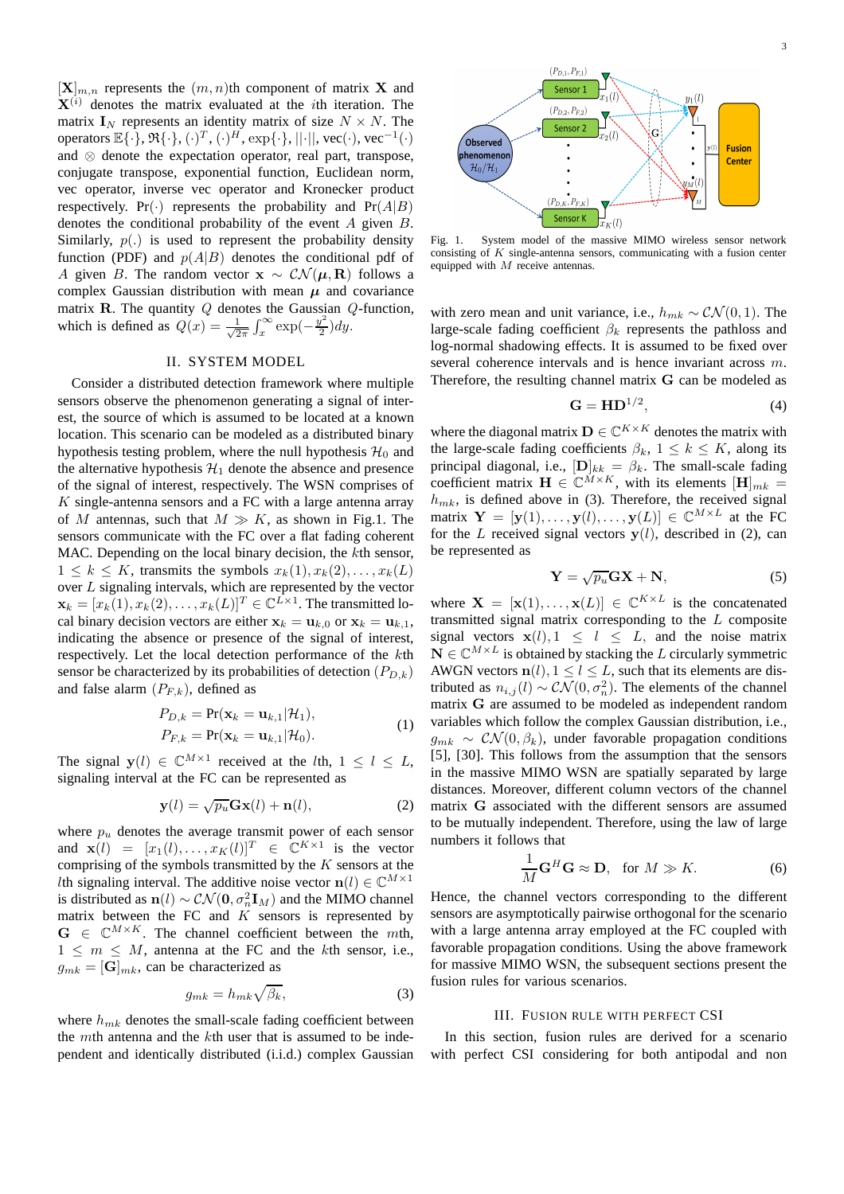$[\mathbf{X}]_{m,n}$ represents the $(m,n)$th component of matrix $\mathbf{X}$ and $\mathbf{X}^{(i)}$ denotes the matrix evaluated at the $i$th iteration. The matrix $\mathbf{I}_N$ represents an identity matrix of size $N \times N$. The operators $\mathbb{E}\{\cdot\}$, $\Re\{\cdot\}$, $(\cdot)^T$, $(\cdot)^H$, $\exp\{\cdot\}$, $||\cdot||$, $\text{vec}(\cdot)$, $\text{vec}^{-1}(\cdot)$ and $\otimes$ denote the expectation operator, real part, transpose, conjugate transpose, exponential function, Euclidean norm, vec operator, inverse vec operator and Kronecker product respectively. $\Pr(\cdot)$ represents the probability and $\Pr(A|B)$ denotes the conditional probability of the event $A$ given $B$. Similarly, $p(.)$ is used to represent the probability density function (PDF) and $p(A|B)$ denotes the conditional pdf of $A$ given $B$. The random vector $\mathbf{x} \sim \mathcal{CN}(\boldsymbol{\mu}, \mathbf{R})$ follows a complex Gaussian distribution with mean $\boldsymbol{\mu}$ and covariance matrix $\mathbf{R}$. The quantity $Q$ denotes the Gaussian $Q$-function, which is defined as $Q(x) = \frac{1}{\sqrt{2\pi}} \int_x^{\infty} \exp(-\frac{y^2}{2}) dy$.

## II. System Model

Consider a distributed detection framework where multiple sensors observe the phenomenon generating a signal of interest, the source of which is assumed to be located at a known location. This scenario can be modeled as a distributed binary hypothesis testing problem, where the null hypothesis $\mathcal{H}_0$ and the alternative hypothesis $\mathcal{H}_1$ denote the absence and presence of the signal of interest, respectively. The WSN comprises of $K$ single-antenna sensors and a FC with a large antenna array of $M$ antennas, such that $M \gg K$, as shown in Fig.1. The sensors communicate with the FC over a flat fading coherent MAC. Depending on the local binary decision, the $k$th sensor, $1 \leq k \leq K$, transmits the symbols $x_k(1), x_k(2), \ldots, x_k(L)$ over $L$ signaling intervals, which are represented by the vector $\mathbf{x}_k = [x_k(1), x_k(2), \ldots, x_k(L)]^T \in \mathbb{C}^{L \times 1}$. The transmitted local binary decision vectors are either $\mathbf{x}_k = \mathbf{u}_{k,0}$ or $\mathbf{x}_k = \mathbf{u}_{k,1}$, indicating the absence or presence of the signal of interest, respectively. Let the local detection performance of the $k$th sensor be characterized by its probabilities of detection $(P_{D,k})$ and false alarm $(P_{F,k})$, defined as

$$
\begin{aligned}
P_{D,k} &= \Pr(\mathbf{x}_k = \mathbf{u}_{k,1} | \mathcal{H}_1), \\
P_{F,k} &= \Pr(\mathbf{x}_k = \mathbf{u}_{k,1} | \mathcal{H}_0).
\end{aligned} \tag{1}
$$

The signal $\mathbf{y}(l) \in \mathbb{C}^{M \times 1}$ received at the $l$th, $1 \leq l \leq L$, signaling interval at the FC can be represented as

$$
\mathbf{y}(l) = \sqrt{p_u} \mathbf{G} \mathbf{x}(l) + \mathbf{n}(l), \tag{2}
$$

where $p_u$ denotes the average transmit power of each sensor and $\mathbf{x}(l) = [x_1(l), \ldots, x_K(l)]^T \in \mathbb{C}^{K \times 1}$ is the vector comprising of the symbols transmitted by the $K$ sensors at the $l$th signaling interval. The additive noise vector $\mathbf{n}(l) \in \mathbb{C}^{M \times 1}$ is distributed as $\mathbf{n}(l) \sim \mathcal{CN}(\mathbf{0}, \sigma_n^2 \mathbf{I}_M)$ and the MIMO channel matrix between the FC and $K$ sensors is represented by $\mathbf{G} \in \mathbb{C}^{M \times K}$. The channel coefficient between the $m$th, $1 \leq m \leq M$, antenna at the FC and the $k$th sensor, i.e., $g_{mk} = [\mathbf{G}]_{mk}$, can be characterized as

$$
g_{mk} = h_{mk} \sqrt{\beta_k}, \tag{3}
$$

where $h_{mk}$ denotes the small-scale fading coefficient between the $m$th antenna and the $k$th user that is assumed to be independent and identically distributed (i.i.d.) complex Gaussian

Fig. 1. System model of the massive MIMO wireless sensor network consisting of $K$ single-antenna sensors, communicating with a fusion center equipped with $M$ receive antennas.

with zero mean and unit variance, i.e., $h_{mk} \sim \mathcal{CN}(0, 1)$. The large-scale fading coefficient $\beta_k$ represents the pathloss and log-normal shadowing effects. It is assumed to be fixed over several coherence intervals and is hence invariant across $m$. Therefore, the resulting channel matrix $\mathbf{G}$ can be modeled as

$$
\mathbf{G} = \mathbf{H}\mathbf{D}^{1/2}, \tag{4}
$$

where the diagonal matrix $\mathbf{D} \in \mathbb{C}^{K \times K}$ denotes the matrix with the large-scale fading coefficients $\beta_k$, $1 \leq k \leq K$, along its principal diagonal, i.e., $[\mathbf{D}]_{kk} = \beta_k$. The small-scale fading coefficient matrix $\mathbf{H} \in \mathbb{C}^{M \times K}$, with its elements $[\mathbf{H}]_{mk} = h_{mk}$, is defined above in (3). Therefore, the received signal matrix $\mathbf{Y} = [\mathbf{y}(1), \ldots, \mathbf{y}(l), \ldots, \mathbf{y}(L)] \in \mathbb{C}^{M \times L}$ at the FC for the $L$ received signal vectors $\mathbf{y}(l)$, described in (2), can be represented as

$$
\mathbf{Y} = \sqrt{p_u} \mathbf{G} \mathbf{X} + \mathbf{N}, \tag{5}
$$

where $\mathbf{X} = [\mathbf{x}(1), \ldots, \mathbf{x}(L)] \in \mathbb{C}^{K \times L}$ is the concatenated transmitted signal matrix corresponding to the $L$ composite signal vectors $\mathbf{x}(l), 1 \leq l \leq L$, and the noise matrix $\mathbf{N} \in \mathbb{C}^{M \times L}$ is obtained by stacking the $L$ circularly symmetric AWGN vectors $\mathbf{n}(l), 1 \leq l \leq L$, such that its elements are distributed as $n_{i,j}(l) \sim \mathcal{CN}(0, \sigma_n^2)$. The elements of the channel matrix $\mathbf{G}$ are assumed to be modeled as independent random variables which follow the complex Gaussian distribution, i.e., $g_{mk} \sim \mathcal{CN}(0, \beta_k)$, under favorable propagation conditions [5], [30]. This follows from the assumption that the sensors in the massive MIMO WSN are spatially separated by large distances. Moreover, different column vectors of the channel matrix $\mathbf{G}$ associated with the different sensors are assumed to be mutually independent. Therefore, using the law of large numbers it follows that

$$
\frac{1}{M} \mathbf{G}^H \mathbf{G} \approx \mathbf{D}, \quad \text{for } M \gg K. \tag{6}
$$

Hence, the channel vectors corresponding to the different sensors are asymptotically pairwise orthogonal for the scenario with a large antenna array employed at the FC coupled with favorable propagation conditions. Using the above framework for massive MIMO WSN, the subsequent sections present the fusion rules for various scenarios.

## III. Fusion Rule with Perfect CSI

In this section, fusion rules are derived for a scenario with perfect CSI considering for both antipodal and non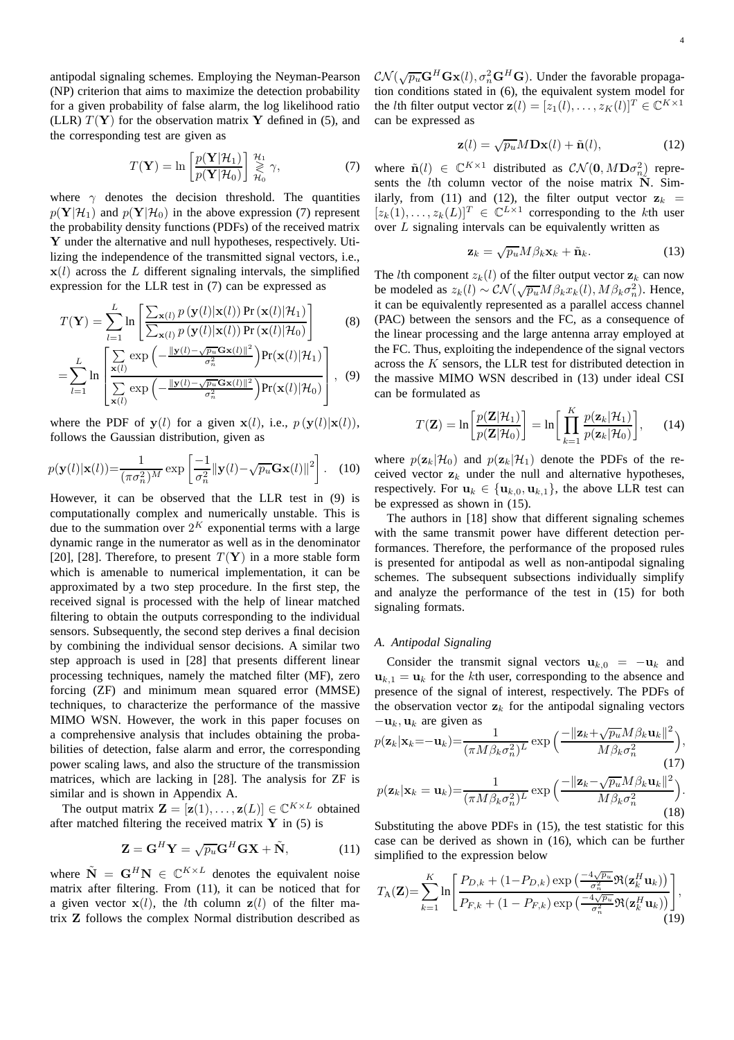antipodal signaling schemes. Employing the Neyman-Pearson (NP) criterion that aims to maximize the detection probability for a given probability of false alarm, the log likelihood ratio (LLR) $T(\mathbf{Y})$ for the observation matrix $\mathbf{Y}$ defined in (5), and the corresponding test are given as

$$T(\mathbf{Y}) = \ln\left[\frac{p(\mathbf{Y}|\mathcal{H}_1)}{p(\mathbf{Y}|\mathcal{H}_0)}\right] \underset{\mathcal{H}_0}{\overset{\mathcal{H}_1}{\gtrless}} \gamma, \tag{7}$$

where $\gamma$ denotes the decision threshold. The quantities $p(\mathbf{Y}|\mathcal{H}_1)$ and $p(\mathbf{Y}|\mathcal{H}_0)$ in the above expression (7) represent the probability density functions (PDFs) of the received matrix $\mathbf{Y}$ under the alternative and null hypotheses, respectively. Utilizing the independence of the transmitted signal vectors, i.e., $\mathbf{x}(l)$ across the $L$ different signaling intervals, the simplified expression for the LLR test in (7) can be expressed as

$$T(\mathbf{Y}) = \sum_{l=1}^{L} \ln\left[\frac{\sum_{\mathbf{x}(l)} p\left(\mathbf{y}(l)|\mathbf{x}(l)\right) \Pr\left(\mathbf{x}(l)|\mathcal{H}_1\right)}{\sum_{\mathbf{x}(l)} p\left(\mathbf{y}(l)|\mathbf{x}(l)\right) \Pr\left(\mathbf{x}(l)|\mathcal{H}_0\right)}\right] \tag{8}$$

$$= \sum_{l=1}^{L} \ln\left[\frac{\sum\limits_{\mathbf{x}(l)} \exp\left(-\frac{\|\mathbf{y}(l)-\sqrt{p_u}\mathbf{G}\mathbf{x}(l)\|^2}{\sigma_n^2}\right)\Pr(\mathbf{x}(l)|\mathcal{H}_1)}{\sum\limits_{\mathbf{x}(l)} \exp\left(-\frac{\|\mathbf{y}(l)-\sqrt{p_u}\mathbf{G}\mathbf{x}(l)\|^2}{\sigma_n^2}\right)\Pr(\mathbf{x}(l)|\mathcal{H}_0)}\right], \tag{9}$$

where the PDF of $\mathbf{y}(l)$ for a given $\mathbf{x}(l)$, i.e., $p\left(\mathbf{y}(l)|\mathbf{x}(l)\right)$, follows the Gaussian distribution, given as

$$p(\mathbf{y}(l)|\mathbf{x}(l)) = \frac{1}{(\pi\sigma_n^2)^M} \exp\left[\frac{-1}{\sigma_n^2}\left\|\mathbf{y}(l) - \sqrt{p_u}\mathbf{G}\mathbf{x}(l)\right\|^2\right]. \tag{10}$$

However, it can be observed that the LLR test in (9) is computationally complex and numerically unstable. This is due to the summation over $2^K$ exponential terms with a large dynamic range in the numerator as well as in the denominator [20], [28]. Therefore, to present $T(\mathbf{Y})$ in a more stable form which is amenable to numerical implementation, it can be approximated by a two step procedure. In the first step, the received signal is processed with the help of linear matched filtering to obtain the outputs corresponding to the individual sensors. Subsequently, the second step derives a final decision by combining the individual sensor decisions. A similar two step approach is used in [28] that presents different linear processing techniques, namely the matched filter (MF), zero forcing (ZF) and minimum mean squared error (MMSE) techniques, to characterize the performance of the massive MIMO WSN. However, the work in this paper focuses on a comprehensive analysis that includes obtaining the probabilities of detection, false alarm and error, the corresponding power scaling laws, and also the structure of the transmission matrices, which are lacking in [28]. The analysis for ZF is similar and is shown in Appendix A.

The output matrix $\mathbf{Z} = [\mathbf{z}(1), \ldots, \mathbf{z}(L)] \in \mathbb{C}^{K\times L}$ obtained after matched filtering the received matrix $\mathbf{Y}$ in (5) is

$$\mathbf{Z} = \mathbf{G}^H\mathbf{Y} = \sqrt{p_u}\mathbf{G}^H\mathbf{G}\mathbf{X} + \tilde{\mathbf{N}}, \tag{11}$$

where $\tilde{\mathbf{N}} = \mathbf{G}^H\mathbf{N} \in \mathbb{C}^{K\times L}$ denotes the equivalent noise matrix after filtering. From (11), it can be noticed that for a given vector $\mathbf{x}(l)$, the $l$th column $\mathbf{z}(l)$ of the filter matrix $\mathbf{Z}$ follows the complex Normal distribution described as $\mathcal{CN}(\sqrt{p_u}\mathbf{G}^H\mathbf{G}\mathbf{x}(l), \sigma_n^2\mathbf{G}^H\mathbf{G})$. Under the favorable propagation conditions stated in (6), the equivalent system model for the $l$th filter output vector $\mathbf{z}(l) = [z_1(l), \ldots, z_K(l)]^T \in \mathbb{C}^{K\times 1}$ can be expressed as

$$\mathbf{z}(l) = \sqrt{p_u}M\mathbf{D}\mathbf{x}(l) + \tilde{\mathbf{n}}(l), \tag{12}$$

where $\tilde{\mathbf{n}}(l) \in \mathbb{C}^{K\times 1}$ distributed as $\mathcal{CN}(\mathbf{0}, M\mathbf{D}\sigma_n^2)$ represents the $l$th column vector of the noise matrix $\tilde{\mathbf{N}}$. Similarly, from (11) and (12), the filter output vector $\mathbf{z}_k = [z_k(1), \ldots, z_k(L)]^T \in \mathbb{C}^{L\times 1}$ corresponding to the $k$th user over $L$ signaling intervals can be equivalently written as

$$\mathbf{z}_k = \sqrt{p_u}M\beta_k\mathbf{x}_k + \tilde{\mathbf{n}}_k. \tag{13}$$

The $l$th component $z_k(l)$ of the filter output vector $\mathbf{z}_k$ can now be modeled as $z_k(l) \sim \mathcal{CN}(\sqrt{p_u}M\beta_k x_k(l), M\beta_k\sigma_n^2)$. Hence, it can be equivalently represented as a parallel access channel (PAC) between the sensors and the FC, as a consequence of the linear processing and the large antenna array employed at the FC. Thus, exploiting the independence of the signal vectors across the $K$ sensors, the LLR test for distributed detection in the massive MIMO WSN described in (13) under ideal CSI can be formulated as

$$T(\mathbf{Z}) = \ln\left[\frac{p(\mathbf{Z}|\mathcal{H}_1)}{p(\mathbf{Z}|\mathcal{H}_0)}\right] = \ln\left[\prod_{k=1}^{K}\frac{p(\mathbf{z}_k|\mathcal{H}_1)}{p(\mathbf{z}_k|\mathcal{H}_0)}\right], \tag{14}$$

where $p(\mathbf{z}_k|\mathcal{H}_0)$ and $p(\mathbf{z}_k|\mathcal{H}_1)$ denote the PDFs of the received vector $\mathbf{z}_k$ under the null and alternative hypotheses, respectively. For $\mathbf{u}_k \in \{\mathbf{u}_{k,0}, \mathbf{u}_{k,1}\}$, the above LLR test can be expressed as shown in (15).

The authors in [18] show that different signaling schemes with the same transmit power have different detection performances. Therefore, the performance of the proposed rules is presented for antipodal as well as non-antipodal signaling schemes. The subsequent subsections individually simplify and analyze the performance of the test in (15) for both signaling formats.

### A. Antipodal Signaling

Consider the transmit signal vectors $\mathbf{u}_{k,0} = -\mathbf{u}_k$ and $\mathbf{u}_{k,1} = \mathbf{u}_k$ for the $k$th user, corresponding to the absence and presence of the signal of interest, respectively. The PDFs of the observation vector $\mathbf{z}_k$ for the antipodal signaling vectors $-\mathbf{u}_k, \mathbf{u}_k$ are given as

$$p(\mathbf{z}_k|\mathbf{x}_k = -\mathbf{u}_k) = \frac{1}{(\pi M\beta_k\sigma_n^2)^L} \exp\left(\frac{-\|\mathbf{z}_k + \sqrt{p_u}M\beta_k\mathbf{u}_k\|^2}{M\beta_k\sigma_n^2}\right), \tag{17}$$

$$p(\mathbf{z}_k|\mathbf{x}_k = \mathbf{u}_k) = \frac{1}{(\pi M\beta_k\sigma_n^2)^L} \exp\left(\frac{-\|\mathbf{z}_k - \sqrt{p_u}M\beta_k\mathbf{u}_k\|^2}{M\beta_k\sigma_n^2}\right). \tag{18}$$

Substituting the above PDFs in (15), the test statistic for this case can be derived as shown in (16), which can be further simplified to the expression below

$$T_{\text{A}}(\mathbf{Z}) = \sum_{k=1}^{K} \ln\left[\frac{P_{D,k} + (1-P_{D,k})\exp\left(\frac{-4\sqrt{p_u}}{\sigma_n^2}\Re(\mathbf{z}_k^H\mathbf{u}_k)\right)}{P_{F,k} + (1-P_{F,k})\exp\left(\frac{-4\sqrt{p_u}}{\sigma_n^2}\Re(\mathbf{z}_k^H\mathbf{u}_k)\right)}\right], \tag{19}$$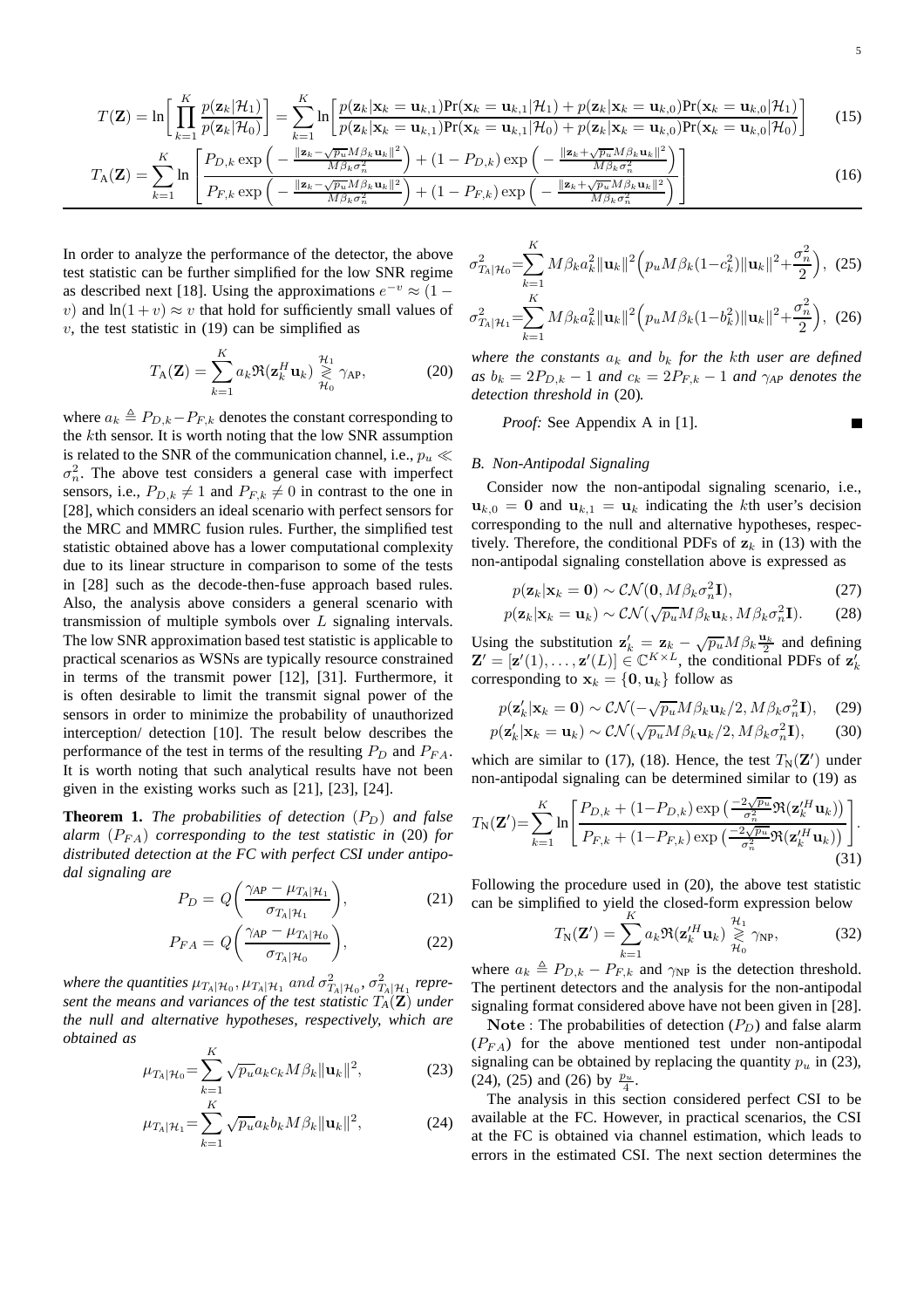$$T(\mathbf{Z}) = \ln\left[\prod_{k=1}^{K} \frac{p(\mathbf{z}_k|\mathcal{H}_1)}{p(\mathbf{z}_k|\mathcal{H}_0)}\right] = \sum_{k=1}^{K} \ln\left[\frac{p(\mathbf{z}_k|\mathbf{x}_k=\mathbf{u}_{k,1})\Pr(\mathbf{x}_k=\mathbf{u}_{k,1}|\mathcal{H}_1)+p(\mathbf{z}_k|\mathbf{x}_k=\mathbf{u}_{k,0})\Pr(\mathbf{x}_k=\mathbf{u}_{k,0}|\mathcal{H}_1)}{p(\mathbf{z}_k|\mathbf{x}_k=\mathbf{u}_{k,1})\Pr(\mathbf{x}_k=\mathbf{u}_{k,1}|\mathcal{H}_0)+p(\mathbf{z}_k|\mathbf{x}_k=\mathbf{u}_{k,0})\Pr(\mathbf{x}_k=\mathbf{u}_{k,0}|\mathcal{H}_0)}\right] \tag{15}$$

$$T_{\text{A}}(\mathbf{Z}) = \sum_{k=1}^{K} \ln\left[\frac{P_{D,k}\exp\left(-\frac{\|\mathbf{z}_k-\sqrt{p_u}M\beta_k\mathbf{u}_k\|^2}{M\beta_k\sigma_n^2}\right)+(1-P_{D,k})\exp\left(-\frac{\|\mathbf{z}_k+\sqrt{p_u}M\beta_k\mathbf{u}_k\|^2}{M\beta_k\sigma_n^2}\right)}{P_{F,k}\exp\left(-\frac{\|\mathbf{z}_k-\sqrt{p_u}M\beta_k\mathbf{u}_k\|^2}{M\beta_k\sigma_n^2}\right)+(1-P_{F,k})\exp\left(-\frac{\|\mathbf{z}_k+\sqrt{p_u}M\beta_k\mathbf{u}_k\|^2}{M\beta_k\sigma_n^2}\right)}\right] \tag{16}$$

In order to analyze the performance of the detector, the above test statistic can be further simplified for the low SNR regime as described next [18]. Using the approximations $e^{-v} \approx (1-v)$ and $\ln(1+v) \approx v$ that hold for sufficiently small values of $v$, the test statistic in (19) can be simplified as

$$T_{\text{A}}(\mathbf{Z}) = \sum_{k=1}^{K} a_k \Re(\mathbf{z}_k^H \mathbf{u}_k) \underset{\mathcal{H}_0}{\overset{\mathcal{H}_1}{\gtrless}} \gamma_{\text{AP}}, \tag{20}$$

where $a_k \triangleq P_{D,k}-P_{F,k}$ denotes the constant corresponding to the $k$th sensor. It is worth noting that the low SNR assumption is related to the SNR of the communication channel, i.e., $p_u \ll \sigma_n^2$. The above test considers a general case with imperfect sensors, i.e., $P_{D,k} \neq 1$ and $P_{F,k} \neq 0$ in contrast to the one in [28], which considers an ideal scenario with perfect sensors for the MRC and MMRC fusion rules. Further, the simplified test statistic obtained above has a lower computational complexity due to its linear structure in comparison to some of the tests in [28] such as the decode-then-fuse approach based rules. Also, the analysis above considers a general scenario with transmission of multiple symbols over $L$ signaling intervals. The low SNR approximation based test statistic is applicable to practical scenarios as WSNs are typically resource constrained in terms of the transmit power [12], [31]. Furthermore, it is often desirable to limit the transmit signal power of the sensors in order to minimize the probability of unauthorized interception/ detection [10]. The result below describes the performance of the test in terms of the resulting $P_D$ and $P_{FA}$. It is worth noting that such analytical results have not been given in the existing works such as [21], [23], [24].

**Theorem 1.** *The probabilities of detection ($P_D$) and false alarm ($P_{FA}$) corresponding to the test statistic in* (20) *for distributed detection at the FC with perfect CSI under antipodal signaling are*

$$P_D = Q\left(\frac{\gamma_{\text{AP}}-\mu_{T_{\text{A}}|\mathcal{H}_1}}{\sigma_{T_{\text{A}}|\mathcal{H}_1}}\right), \tag{21}$$

$$P_{FA} = Q\left(\frac{\gamma_{\text{AP}}-\mu_{T_{\text{A}}|\mathcal{H}_0}}{\sigma_{T_{\text{A}}|\mathcal{H}_0}}\right), \tag{22}$$

*where the quantities $\mu_{T_{\text{A}}|\mathcal{H}_0}, \mu_{T_{\text{A}}|\mathcal{H}_1}$ and $\sigma^2_{T_{\text{A}}|\mathcal{H}_0}, \sigma^2_{T_{\text{A}}|\mathcal{H}_1}$ represent the means and variances of the test statistic $T_{\text{A}}(\mathbf{Z})$ under the null and alternative hypotheses, respectively, which are obtained as*

$$\mu_{T_{\text{A}}|\mathcal{H}_0}=\sum_{k=1}^{K}\sqrt{p_u}a_k c_k M\beta_k\|\mathbf{u}_k\|^2, \tag{23}$$

$$\mu_{T_{\text{A}}|\mathcal{H}_1}=\sum_{k=1}^{K}\sqrt{p_u}a_k b_k M\beta_k\|\mathbf{u}_k\|^2, \tag{24}$$

$$\sigma^2_{T_{\text{A}}|\mathcal{H}_0}=\sum_{k=1}^{K}M\beta_k a_k^2\|\mathbf{u}_k\|^2\Big(p_u M\beta_k(1-c_k^2)\|\mathbf{u}_k\|^2+\frac{\sigma_n^2}{2}\Big), \tag{25}$$

$$\sigma^2_{T_{\text{A}}|\mathcal{H}_1}=\sum_{k=1}^{K}M\beta_k a_k^2\|\mathbf{u}_k\|^2\Big(p_u M\beta_k(1-b_k^2)\|\mathbf{u}_k\|^2+\frac{\sigma_n^2}{2}\Big), \tag{26}$$

*where the constants $a_k$ and $b_k$ for the $k$th user are defined as $b_k = 2P_{D,k}-1$ and $c_k = 2P_{F,k}-1$ and $\gamma_{AP}$ denotes the detection threshold in* (20).

*Proof:* See Appendix A in [1]. ∎

### B. Non-Antipodal Signaling

Consider now the non-antipodal signaling scenario, i.e., $\mathbf{u}_{k,0} = \mathbf{0}$ and $\mathbf{u}_{k,1} = \mathbf{u}_k$ indicating the $k$th user's decision corresponding to the null and alternative hypotheses, respectively. Therefore, the conditional PDFs of $\mathbf{z}_k$ in (13) with the non-antipodal signaling constellation above is expressed as

$$p(\mathbf{z}_k|\mathbf{x}_k=\mathbf{0}) \sim \mathcal{CN}(\mathbf{0}, M\beta_k\sigma_n^2\mathbf{I}), \tag{27}$$

$$p(\mathbf{z}_k|\mathbf{x}_k=\mathbf{u}_k) \sim \mathcal{CN}(\sqrt{p_u}M\beta_k\mathbf{u}_k, M\beta_k\sigma_n^2\mathbf{I}). \tag{28}$$

Using the substitution $\mathbf{z}'_k = \mathbf{z}_k - \sqrt{p_u}M\beta_k\frac{\mathbf{u}_k}{2}$ and defining $\mathbf{Z}' = [\mathbf{z}'(1),\ldots,\mathbf{z}'(L)] \in \mathbb{C}^{K\times L}$, the conditional PDFs of $\mathbf{z}'_k$ corresponding to $\mathbf{x}_k = \{\mathbf{0},\mathbf{u}_k\}$ follow as

$$p(\mathbf{z}'_k|\mathbf{x}_k=\mathbf{0}) \sim \mathcal{CN}(-\sqrt{p_u}M\beta_k\mathbf{u}_k/2, M\beta_k\sigma_n^2\mathbf{I}), \tag{29}$$

$$p(\mathbf{z}'_k|\mathbf{x}_k=\mathbf{u}_k) \sim \mathcal{CN}(\sqrt{p_u}M\beta_k\mathbf{u}_k/2, M\beta_k\sigma_n^2\mathbf{I}), \tag{30}$$

which are similar to (17), (18). Hence, the test $T_{\text{N}}(\mathbf{Z}')$ under non-antipodal signaling can be determined similar to (19) as

$$T_{\text{N}}(\mathbf{Z}')=\sum_{k=1}^{K}\ln\left[\frac{P_{D,k}+(1-P_{D,k})\exp\left(\frac{-2\sqrt{p_u}}{\sigma_n^2}\Re(\mathbf{z}'^H_k\mathbf{u}_k)\right)}{P_{F,k}+(1-P_{F,k})\exp\left(\frac{-2\sqrt{p_u}}{\sigma_n^2}\Re(\mathbf{z}'^H_k\mathbf{u}_k)\right)}\right]. \tag{31}$$

Following the procedure used in (20), the above test statistic can be simplified to yield the closed-form expression below

$$T_{\text{N}}(\mathbf{Z}') = \sum_{k=1}^{K} a_k \Re(\mathbf{z}'^H_k \mathbf{u}_k) \underset{\mathcal{H}_0}{\overset{\mathcal{H}_1}{\gtrless}} \gamma_{\text{NP}}, \tag{32}$$

where $a_k \triangleq P_{D,k}-P_{F,k}$ and $\gamma_{\text{NP}}$ is the detection threshold. The pertinent detectors and the analysis for the non-antipodal signaling format considered above have not been given in [28].

**Note** : The probabilities of detection ($P_D$) and false alarm ($P_{FA}$) for the above mentioned test under non-antipodal signaling can be obtained by replacing the quantity $p_u$ in (23), (24), (25) and (26) by $\frac{p_u}{4}$.

The analysis in this section considered perfect CSI to be available at the FC. However, in practical scenarios, the CSI at the FC is obtained via channel estimation, which leads to errors in the estimated CSI. The next section determines the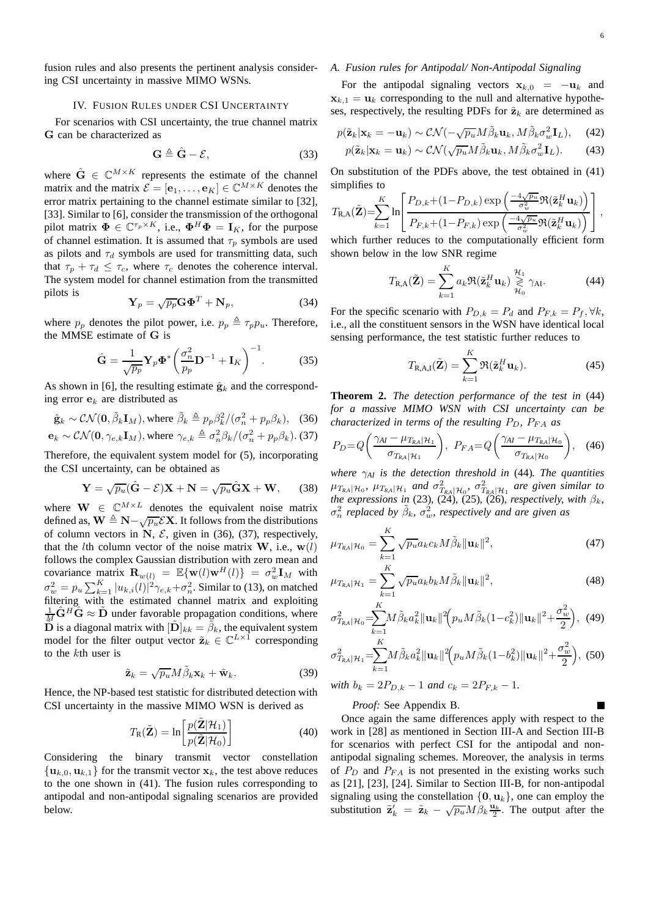fusion rules and also presents the pertinent analysis considering CSI uncertainty in massive MIMO WSNs.

## IV. Fusion Rules under CSI Uncertainty

For scenarios with CSI uncertainty, the true channel matrix $\mathbf{G}$ can be characterized as

$$\mathbf{G} \triangleq \hat{\mathbf{G}} - \mathcal{E}, \tag{33}$$

where $\hat{\mathbf{G}} \in \mathbb{C}^{M\times K}$ represents the estimate of the channel matrix and the matrix $\mathcal{E} = [\mathbf{e}_1, \ldots, \mathbf{e}_K] \in \mathbb{C}^{M\times K}$ denotes the error matrix pertaining to the channel estimate similar to [32], [33]. Similar to [6], consider the transmission of the orthogonal pilot matrix $\mathbf{\Phi} \in \mathbb{C}^{\tau_p \times K}$, i.e., $\mathbf{\Phi}^H\mathbf{\Phi} = \mathbf{I}_K$, for the purpose of channel estimation. It is assumed that $\tau_p$ symbols are used as pilots and $\tau_d$ symbols are used for transmitting data, such that $\tau_p + \tau_d \leq \tau_c$, where $\tau_c$ denotes the coherence interval. The system model for channel estimation from the transmitted pilots is

$$\mathbf{Y}_p = \sqrt{p_p}\mathbf{G}\mathbf{\Phi}^T + \mathbf{N}_p, \tag{34}$$

where $p_p$ denotes the pilot power, i.e. $p_p \triangleq \tau_p p_u$. Therefore, the MMSE estimate of $\mathbf{G}$ is

$$\hat{\mathbf{G}} = \frac{1}{\sqrt{p_p}}\mathbf{Y}_p\mathbf{\Phi}^*\left(\frac{\sigma_n^2}{p_p}\mathbf{D}^{-1} + \mathbf{I}_K\right)^{-1}. \tag{35}$$

As shown in [6], the resulting estimate $\hat{\mathbf{g}}_k$ and the corresponding error $\mathbf{e}_k$ are distributed as

$$\hat{\mathbf{g}}_k \sim \mathcal{CN}(\mathbf{0}, \tilde{\beta}_k\mathbf{I}_M), \text{where } \tilde{\beta}_k \triangleq p_p\beta_k^2/(\sigma_n^2 + p_p\beta_k), \tag{36}$$

$$\mathbf{e}_k \sim \mathcal{CN}(\mathbf{0}, \gamma_{e,k}\mathbf{I}_M), \text{where } \gamma_{e,k} \triangleq \sigma_n^2\beta_k/(\sigma_n^2 + p_p\beta_k). \tag{37}$$

Therefore, the equivalent system model for (5), incorporating the CSI uncertainty, can be obtained as

$$\mathbf{Y} = \sqrt{p_u}(\hat{\mathbf{G}} - \mathcal{E})\mathbf{X} + \mathbf{N} = \sqrt{p_u}\hat{\mathbf{G}}\mathbf{X} + \mathbf{W}, \tag{38}$$

where $\mathbf{W} \in \mathbb{C}^{M\times L}$ denotes the equivalent noise matrix defined as, $\mathbf{W} \triangleq \mathbf{N} - \sqrt{p_u}\mathcal{E}\mathbf{X}$. It follows from the distributions of column vectors in $\mathbf{N}$, $\mathcal{E}$, given in (36), (37), respectively, that the $l$th column vector of the noise matrix $\mathbf{W}$, i.e., $\mathbf{w}(l)$ follows the complex Gaussian distribution with zero mean and covariance matrix $\mathbf{R}_{w(l)} = \mathbb{E}\{\mathbf{w}(l)\mathbf{w}^H(l)\} = \sigma_w^2\mathbf{I}_M$ with $\sigma_w^2 = p_u\sum_{k=1}^{K}|u_{k,i}(l)|^2\gamma_{e,k} + \sigma_n^2$. Similar to (13), on matched filtering with the estimated channel matrix and exploiting $\frac{1}{M}\hat{\mathbf{G}}^H\hat{\mathbf{G}} \approx \tilde{\mathbf{D}}$ under favorable propagation conditions, where $\tilde{\mathbf{D}}$ is a diagonal matrix with $[\tilde{\mathbf{D}}]_{kk} = \tilde{\beta}_k$, the equivalent system model for the filter output vector $\tilde{\mathbf{z}}_k \in \mathbb{C}^{L\times 1}$ corresponding to the $k$th user is

$$\tilde{\mathbf{z}}_k = \sqrt{p_u}M\tilde{\beta}_k\mathbf{x}_k + \tilde{\mathbf{w}}_k. \tag{39}$$

Hence, the NP-based test statistic for distributed detection with CSI uncertainty in the massive MIMO WSN is derived as

$$T_{\text{R}}(\tilde{\mathbf{Z}}) = \ln\left[\frac{p(\tilde{\mathbf{Z}}|\mathcal{H}_1)}{p(\tilde{\mathbf{Z}}|\mathcal{H}_0)}\right] \tag{40}$$

Considering the binary transmit vector constellation $\{\mathbf{u}_{k,0}, \mathbf{u}_{k,1}\}$ for the transmit vector $\mathbf{x}_k$, the test above reduces to the one shown in (41). The fusion rules corresponding to antipodal and non-antipodal signaling scenarios are provided below.

### A. Fusion rules for Antipodal/ Non-Antipodal Signaling

For the antipodal signaling vectors $\mathbf{x}_{k,0} = -\mathbf{u}_k$ and $\mathbf{x}_{k,1} = \mathbf{u}_k$ corresponding to the null and alternative hypotheses, respectively, the resulting PDFs for $\tilde{\mathbf{z}}_k$ are determined as

$$p(\tilde{\mathbf{z}}_k|\mathbf{x}_k = -\mathbf{u}_k) \sim \mathcal{CN}(-\sqrt{p_u}M\tilde{\beta}_k\mathbf{u}_k, M\tilde{\beta}_k\sigma_w^2\mathbf{I}_L), \tag{42}$$

$$p(\tilde{\mathbf{z}}_k|\mathbf{x}_k = \mathbf{u}_k) \sim \mathcal{CN}(\sqrt{p_u}M\tilde{\beta}_k\mathbf{u}_k, M\tilde{\beta}_k\sigma_w^2\mathbf{I}_L). \tag{43}$$

On substitution of the PDFs above, the test obtained in (41) simplifies to

$$T_{\text{R,A}}(\tilde{\mathbf{Z}}) = \sum_{k=1}^{K}\ln\left[\frac{P_{D,k} + (1-P_{D,k})\exp\left(\frac{-4\sqrt{p_u}}{\sigma_w^2}\Re(\tilde{\mathbf{z}}_k^H\mathbf{u}_k)\right)}{P_{F,k} + (1-P_{F,k})\exp\left(\frac{-4\sqrt{p_u}}{\sigma_w^2}\Re(\tilde{\mathbf{z}}_k^H\mathbf{u}_k)\right)}\right],$$

which further reduces to the computationally efficient form shown below in the low SNR regime

$$T_{\text{R,A}}(\tilde{\mathbf{Z}}) = \sum_{k=1}^{K}a_k\Re(\tilde{\mathbf{z}}_k^H\mathbf{u}_k) \underset{\mathcal{H}_0}{\overset{\mathcal{H}_1}{\gtrless}} \gamma_{\text{AI}}. \tag{44}$$

For the specific scenario with $P_{D,k} = P_d$ and $P_{F,k} = P_f, \forall k$, i.e., all the constituent sensors in the WSN have identical local sensing performance, the test statistic further reduces to

$$T_{\text{R,A,I}}(\tilde{\mathbf{Z}}) = \sum_{k=1}^{K}\Re(\tilde{\mathbf{z}}_k^H\mathbf{u}_k). \tag{45}$$

**Theorem 2.** *The detection performance of the test in* (44) *for a massive MIMO WSN with CSI uncertainty can be characterized in terms of the resulting $P_D$, $P_{FA}$ as*

$$P_D = Q\left(\frac{\gamma_{AI} - \mu_{T_{\text{RA}}|\mathcal{H}_1}}{\sigma_{T_{\text{RA}}|\mathcal{H}_1}}\right),\; P_{FA} = Q\left(\frac{\gamma_{AI} - \mu_{T_{\text{RA}}|\mathcal{H}_0}}{\sigma_{T_{\text{RA}}|\mathcal{H}_0}}\right), \tag{46}$$

*where $\gamma_{AI}$ is the detection threshold in* (44)*. The quantities $\mu_{T_{\text{RA}}|\mathcal{H}_0}$, $\mu_{T_{\text{RA}}|\mathcal{H}_1}$ and $\sigma^2_{T_{\text{RA}}|\mathcal{H}_0}$, $\sigma^2_{T_{\text{RA}}|\mathcal{H}_1}$ are given similar to the expressions in* (23), (24), (25), (26)*, respectively, with $\beta_k$, $\sigma_n^2$ replaced by $\tilde{\beta}_k$, $\sigma_w^2$, respectively and are given as*

$$\mu_{T_{\text{RA}}|\mathcal{H}_0} = \sum_{k=1}^{K}\sqrt{p_u}a_kc_kM\tilde{\beta}_k\|\mathbf{u}_k\|^2, \tag{47}$$

$$\mu_{T_{\text{RA}}|\mathcal{H}_1} = \sum_{k=1}^{K}\sqrt{p_u}a_kb_kM\tilde{\beta}_k\|\mathbf{u}_k\|^2, \tag{48}$$

$$\sigma^2_{T_{\text{RA}}|\mathcal{H}_0} = \sum_{k=1}^{K}M\tilde{\beta}_ka_k^2\|\mathbf{u}_k\|^2\left(p_uM\tilde{\beta}_k(1-c_k^2)\|\mathbf{u}_k\|^2 + \frac{\sigma_w^2}{2}\right), \tag{49}$$

$$\sigma^2_{T_{\text{RA}}|\mathcal{H}_1} = \sum_{k=1}^{K}M\tilde{\beta}_ka_k^2\|\mathbf{u}_k\|^2\left(p_uM\tilde{\beta}_k(1-b_k^2)\|\mathbf{u}_k\|^2 + \frac{\sigma_w^2}{2}\right), \tag{50}$$

*with $b_k = 2P_{D,k} - 1$ and $c_k = 2P_{F,k} - 1$.*

*Proof:* See Appendix B. ∎

Once again the same differences apply with respect to the work in [28] as mentioned in Section III-A and Section III-B for scenarios with perfect CSI for the antipodal and non-antipodal signaling schemes. Moreover, the analysis in terms of $P_D$ and $P_{FA}$ is not presented in the existing works such as [21], [23], [24]. Similar to Section III-B, for non-antipodal signaling using the constellation $\{\mathbf{0}, \mathbf{u}_k\}$, one can employ the substitution $\tilde{\mathbf{z}}_k' = \tilde{\mathbf{z}}_k - \sqrt{p_u}M\beta_k\frac{\mathbf{u}_k}{2}$. The output after the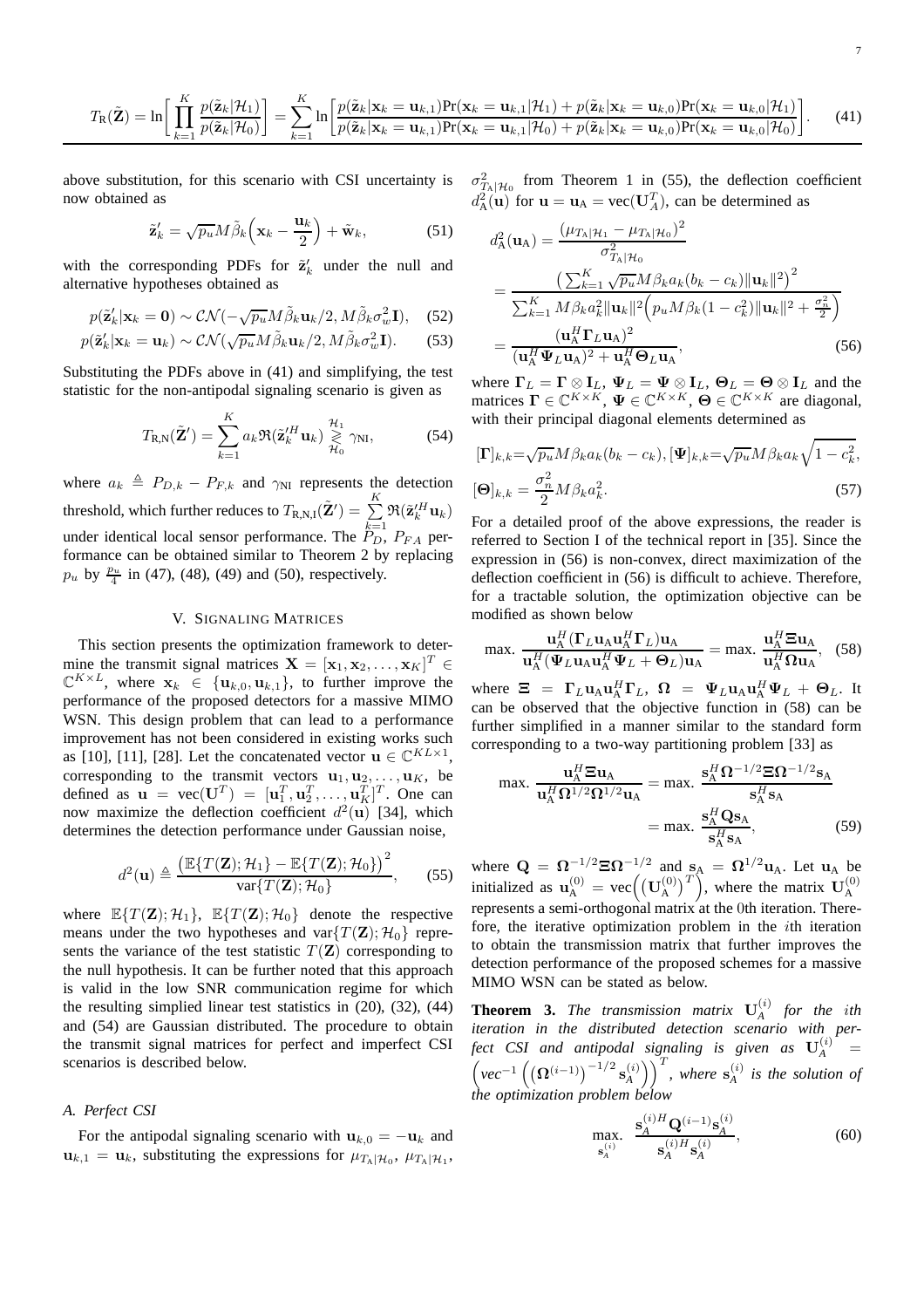$$T_{\text{R}}(\tilde{\mathbf{Z}}) = \ln\bigg[\prod_{k=1}^{K} \frac{p(\tilde{\mathbf{z}}_k|\mathcal{H}_1)}{p(\tilde{\mathbf{z}}_k|\mathcal{H}_0)}\bigg] = \sum_{k=1}^{K} \ln\bigg[\frac{p(\tilde{\mathbf{z}}_k|\mathbf{x}_k = \mathbf{u}_{k,1})\text{Pr}(\mathbf{x}_k = \mathbf{u}_{k,1}|\mathcal{H}_1) + p(\tilde{\mathbf{z}}_k|\mathbf{x}_k = \mathbf{u}_{k,0})\text{Pr}(\mathbf{x}_k = \mathbf{u}_{k,0}|\mathcal{H}_1)}{p(\tilde{\mathbf{z}}_k|\mathbf{x}_k = \mathbf{u}_{k,1})\text{Pr}(\mathbf{x}_k = \mathbf{u}_{k,1}|\mathcal{H}_0) + p(\tilde{\mathbf{z}}_k|\mathbf{x}_k = \mathbf{u}_{k,0})\text{Pr}(\mathbf{x}_k = \mathbf{u}_{k,0}|\mathcal{H}_0)}\bigg]. \quad (41)$$

above substitution, for this scenario with CSI uncertainty is now obtained as

$$\tilde{\mathbf{z}}'_k = \sqrt{p_u} M \tilde{\beta}_k \Big( \mathbf{x}_k - \frac{\mathbf{u}_k}{2} \Big) + \tilde{\mathbf{w}}_k, \quad (51)$$

with the corresponding PDFs for $\tilde{\mathbf{z}}'_k$ under the null and alternative hypotheses obtained as

$$p(\tilde{\mathbf{z}}'_k|\mathbf{x}_k = \mathbf{0}) \sim \mathcal{CN}(-\sqrt{p_u} M \tilde{\beta}_k \mathbf{u}_k/2, M\tilde{\beta}_k \sigma_w^2 \mathbf{I}), \quad (52)$$

$$p(\tilde{\mathbf{z}}'_k|\mathbf{x}_k = \mathbf{u}_k) \sim \mathcal{CN}(\sqrt{p_u} M \tilde{\beta}_k \mathbf{u}_k/2, M\tilde{\beta}_k \sigma_w^2 \mathbf{I}). \quad (53)$$

Substituting the PDFs above in (41) and simplifying, the test statistic for the non-antipodal signaling scenario is given as

$$T_{\text{R,N}}(\tilde{\mathbf{Z}}') = \sum_{k=1}^{K} a_k \Re(\tilde{\mathbf{z}}_k'^H \mathbf{u}_k) \underset{\mathcal{H}_0}{\overset{\mathcal{H}_1}{\gtrless}} \gamma_{\text{NI}}, \quad (54)$$

where $a_k \triangleq P_{D,k} - P_{F,k}$ and $\gamma_{\text{NI}}$ represents the detection threshold, which further reduces to $T_{\text{R,N,I}}(\tilde{\mathbf{Z}}') = \sum_{k=1}^{K} \Re(\tilde{\mathbf{z}}_k'^H \mathbf{u}_k)$ under identical local sensor performance. The $P_D$, $P_{FA}$ performance can be obtained similar to Theorem 2 by replacing $p_u$ by $\frac{p_u}{4}$ in (47), (48), (49) and (50), respectively.

## V. Signaling Matrices

This section presents the optimization framework to determine the transmit signal matrices $\mathbf{X} = [\mathbf{x}_1, \mathbf{x}_2, \ldots, \mathbf{x}_K]^T \in \mathbb{C}^{K \times L}$, where $\mathbf{x}_k \in \{\mathbf{u}_{k,0}, \mathbf{u}_{k,1}\}$, to further improve the performance of the proposed detectors for a massive MIMO WSN. This design problem that can lead to a performance improvement has not been considered in existing works such as [10], [11], [28]. Let the concatenated vector $\mathbf{u} \in \mathbb{C}^{KL \times 1}$, corresponding to the transmit vectors $\mathbf{u}_1, \mathbf{u}_2, \ldots, \mathbf{u}_K$, be defined as $\mathbf{u} = \text{vec}(\mathbf{U}^T) = [\mathbf{u}_1^T, \mathbf{u}_2^T, \ldots, \mathbf{u}_K^T]^T$. One can now maximize the deflection coefficient $d^2(\mathbf{u})$ [34], which determines the detection performance under Gaussian noise,

$$d^2(\mathbf{u}) \triangleq \frac{\big(\mathbb{E}\{T(\mathbf{Z}); \mathcal{H}_1\} - \mathbb{E}\{T(\mathbf{Z}); \mathcal{H}_0\}\big)^2}{\text{var}\{T(\mathbf{Z}); \mathcal{H}_0\}}, \quad (55)$$

where $\mathbb{E}\{T(\mathbf{Z}); \mathcal{H}_1\}$, $\mathbb{E}\{T(\mathbf{Z}); \mathcal{H}_0\}$ denote the respective means under the two hypotheses and $\text{var}\{T(\mathbf{Z}); \mathcal{H}_0\}$ represents the variance of the test statistic $T(\mathbf{Z})$ corresponding to the null hypothesis. It can be further noted that this approach is valid in the low SNR communication regime for which the resulting simplied linear test statistics in (20), (32), (44) and (54) are Gaussian distributed. The procedure to obtain the transmit signal matrices for perfect and imperfect CSI scenarios is described below.

### A. Perfect CSI

For the antipodal signaling scenario with $\mathbf{u}_{k,0} = -\mathbf{u}_k$ and $\mathbf{u}_{k,1} = \mathbf{u}_k$, substituting the expressions for $\mu_{T_{\text{A}}|\mathcal{H}_0}$, $\mu_{T_{\text{A}}|\mathcal{H}_1}$, $\sigma^2_{T_{\text{A}}|\mathcal{H}_0}$ from Theorem 1 in (55), the deflection coefficient $d^2_{\text{A}}(\mathbf{u})$ for $\mathbf{u} = \mathbf{u}_{\text{A}} = \text{vec}(\mathbf{U}_A^T)$, can be determined as

$$\begin{aligned} d^2_{\text{A}}(\mathbf{u}_{\text{A}}) &= \frac{\big(\mu_{T_{\text{A}}|\mathcal{H}_1} - \mu_{T_{\text{A}}|\mathcal{H}_0}\big)^2}{\sigma^2_{T_{\text{A}}|\mathcal{H}_0}} \\ &= \frac{\big(\sum_{k=1}^{K} \sqrt{p_u} M \beta_k a_k (b_k - c_k) \|\mathbf{u}_k\|^2\big)^2}{\sum_{k=1}^{K} M \beta_k a_k^2 \|\mathbf{u}_k\|^2 \Big(p_u M \beta_k (1 - c_k^2) \|\mathbf{u}_k\|^2 + \frac{\sigma_n^2}{2}\Big)} \\ &= \frac{(\mathbf{u}_{\text{A}}^H \mathbf{\Gamma}_L \mathbf{u}_{\text{A}})^2}{(\mathbf{u}_{\text{A}}^H \mathbf{\Psi}_L \mathbf{u}_{\text{A}})^2 + \mathbf{u}_{\text{A}}^H \mathbf{\Theta}_L \mathbf{u}_{\text{A}}}, \end{aligned} \quad (56)$$

where $\mathbf{\Gamma}_L = \mathbf{\Gamma} \otimes \mathbf{I}_L$, $\mathbf{\Psi}_L = \mathbf{\Psi} \otimes \mathbf{I}_L$, $\mathbf{\Theta}_L = \mathbf{\Theta} \otimes \mathbf{I}_L$ and the matrices $\mathbf{\Gamma} \in \mathbb{C}^{K \times K}$, $\mathbf{\Psi} \in \mathbb{C}^{K \times K}$, $\mathbf{\Theta} \in \mathbb{C}^{K \times K}$ are diagonal, with their principal diagonal elements determined as

$$\begin{aligned} &[\mathbf{\Gamma}]_{k,k} = \sqrt{p_u} M \beta_k a_k (b_k - c_k), [\mathbf{\Psi}]_{k,k} = \sqrt{p_u} M \beta_k a_k \sqrt{1 - c_k^2}, \\ &[\mathbf{\Theta}]_{k,k} = \frac{\sigma_n^2}{2} M \beta_k a_k^2. \end{aligned} \quad (57)$$

For a detailed proof of the above expressions, the reader is referred to Section I of the technical report in [35]. Since the expression in (56) is non-convex, direct maximization of the deflection coefficient in (56) is difficult to achieve. Therefore, for a tractable solution, the optimization objective can be modified as shown below

$$\max. \ \frac{\mathbf{u}_{\text{A}}^H (\mathbf{\Gamma}_L \mathbf{u}_{\text{A}} \mathbf{u}_{\text{A}}^H \mathbf{\Gamma}_L) \mathbf{u}_{\text{A}}}{\mathbf{u}_{\text{A}}^H (\mathbf{\Psi}_L \mathbf{u}_{\text{A}} \mathbf{u}_{\text{A}}^H \mathbf{\Psi}_L + \mathbf{\Theta}_L) \mathbf{u}_{\text{A}}} = \max. \ \frac{\mathbf{u}_{\text{A}}^H \mathbf{\Xi} \mathbf{u}_{\text{A}}}{\mathbf{u}_{\text{A}}^H \mathbf{\Omega} \mathbf{u}_{\text{A}}}, \quad (58)$$

where $\mathbf{\Xi} = \mathbf{\Gamma}_L \mathbf{u}_{\text{A}} \mathbf{u}_{\text{A}}^H \mathbf{\Gamma}_L$, $\mathbf{\Omega} = \mathbf{\Psi}_L \mathbf{u}_{\text{A}} \mathbf{u}_{\text{A}}^H \mathbf{\Psi}_L + \mathbf{\Theta}_L$. It can be observed that the objective function in (58) can be further simplified in a manner similar to the standard form corresponding to a two-way partitioning problem [33] as

$$\begin{aligned} \max. \ \frac{\mathbf{u}_{\text{A}}^H \mathbf{\Xi} \mathbf{u}_{\text{A}}}{\mathbf{u}_{\text{A}}^H \mathbf{\Omega}^{1/2} \mathbf{\Omega}^{1/2} \mathbf{u}_{\text{A}}} &= \max. \ \frac{\mathbf{s}_{\text{A}}^H \mathbf{\Omega}^{-1/2} \mathbf{\Xi} \mathbf{\Omega}^{-1/2} \mathbf{s}_{\text{A}}}{\mathbf{s}_{\text{A}}^H \mathbf{s}_{\text{A}}} \\ &= \max. \ \frac{\mathbf{s}_{\text{A}}^H \mathbf{Q} \mathbf{s}_{\text{A}}}{\mathbf{s}_{\text{A}}^H \mathbf{s}_{\text{A}}}, \end{aligned} \quad (59)$$

where $\mathbf{Q} = \mathbf{\Omega}^{-1/2} \mathbf{\Xi} \mathbf{\Omega}^{-1/2}$ and $\mathbf{s}_{\text{A}} = \mathbf{\Omega}^{1/2} \mathbf{u}_{\text{A}}$. Let $\mathbf{u}_{\text{A}}$ be initialized as $\mathbf{u}_{\text{A}}^{(0)} = \text{vec}\Big(\big(\mathbf{U}_{\text{A}}^{(0)}\big)^T\Big)$, where the matrix $\mathbf{U}_{\text{A}}^{(0)}$ represents a semi-orthogonal matrix at the 0th iteration. Therefore, the iterative optimization problem in the $i$th iteration to obtain the transmission matrix that further improves the detection performance of the proposed schemes for a massive MIMO WSN can be stated as below.

**Theorem 3.** *The transmission matrix $\mathbf{U}_A^{(i)}$ for the $i$th iteration in the distributed detection scenario with perfect CSI and antipodal signaling is given as $\mathbf{U}_A^{(i)} = \Big(\text{vec}^{-1}\Big(\big(\mathbf{\Omega}^{(i-1)}\big)^{-1/2} \mathbf{s}_A^{(i)}\Big)\Big)^T$, where $\mathbf{s}_A^{(i)}$ is the solution of the optimization problem below*

$$\underset{\mathbf{s}_A^{(i)}}{\max.} \ \frac{\mathbf{s}_A^{(i)H} \mathbf{Q}^{(i-1)} \mathbf{s}_A^{(i)}}{\mathbf{s}_A^{(i)H} \mathbf{s}_A^{(i)}}, \quad (60)$$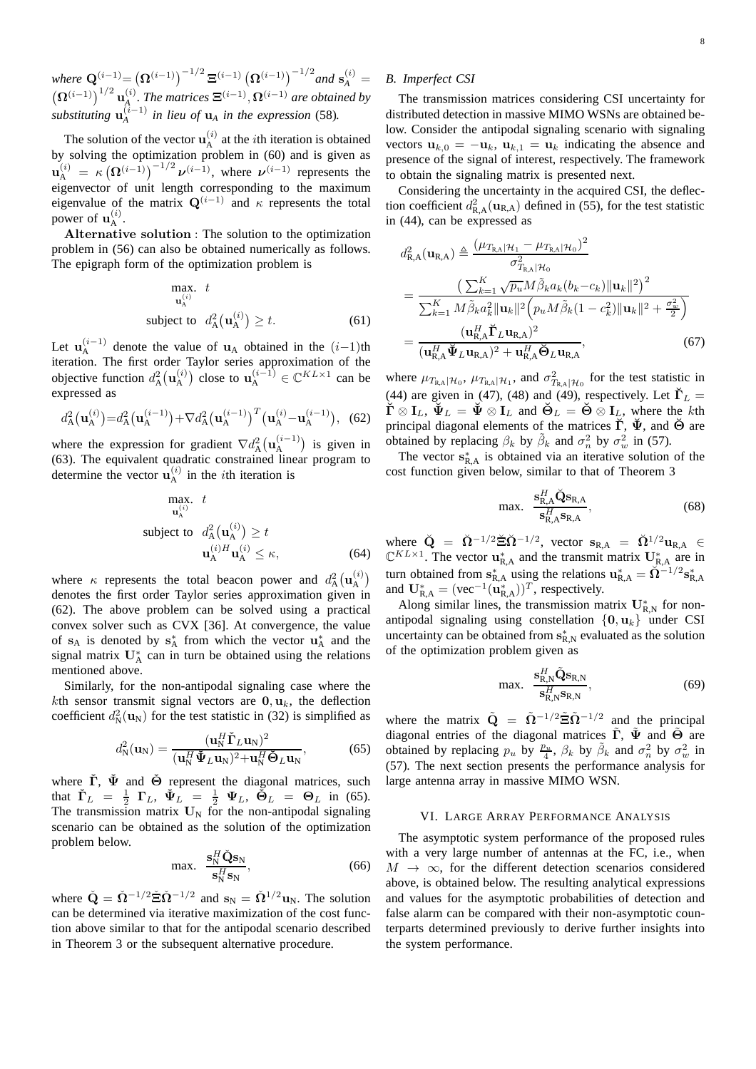*where* $\mathbf{Q}^{(i-1)} = \left(\boldsymbol{\Omega}^{(i-1)}\right)^{-1/2} \boldsymbol{\Xi}^{(i-1)} \left(\boldsymbol{\Omega}^{(i-1)}\right)^{-1/2}$ *and* $\mathbf{s}_A^{(i)} = \left(\boldsymbol{\Omega}^{(i-1)}\right)^{1/2} \mathbf{u}_A^{(i)}$. *The matrices* $\boldsymbol{\Xi}^{(i-1)}, \boldsymbol{\Omega}^{(i-1)}$ *are obtained by substituting* $\mathbf{u}_A^{(i-1)}$ *in lieu of* $\mathbf{u}_A$ *in the expression* (58)*.*

The solution of the vector $\mathbf{u}_{\mathrm{A}}^{(i)}$ at the $i$th iteration is obtained by solving the optimization problem in (60) and is given as $\mathbf{u}_{\mathrm{A}}^{(i)} = \kappa \left(\boldsymbol{\Omega}^{(i-1)}\right)^{-1/2} \boldsymbol{\nu}^{(i-1)}$, where $\boldsymbol{\nu}^{(i-1)}$ represents the eigenvector of unit length corresponding to the maximum eigenvalue of the matrix $\mathbf{Q}^{(i-1)}$ and $\kappa$ represents the total power of $\mathbf{u}_{\mathrm{A}}^{(i)}$.

**Alternative solution** : The solution to the optimization problem in (56) can also be obtained numerically as follows. The epigraph form of the optimization problem is

$$\begin{aligned}
\max_{\mathbf{u}_{\mathrm{A}}^{(i)}} &\quad t \\
\text{subject to} &\quad d_{\mathrm{A}}^2\big(\mathbf{u}_{\mathrm{A}}^{(i)}\big) \geq t. 
\end{aligned} \tag{61}$$

Let $\mathbf{u}_{\mathrm{A}}^{(i-1)}$ denote the value of $\mathbf{u}_{\mathrm{A}}$ obtained in the $(i-1)$th iteration. The first order Taylor series approximation of the objective function $d_{\mathrm{A}}^2\big(\mathbf{u}_{\mathrm{A}}^{(i)}\big)$ close to $\mathbf{u}_{\mathrm{A}}^{(i-1)} \in \mathbb{C}^{KL\times 1}$ can be expressed as

$$\tilde{d}_{\mathrm{A}}^2\big(\mathbf{u}_{\mathrm{A}}^{(i)}\big) = d_{\mathrm{A}}^2\big(\mathbf{u}_{\mathrm{A}}^{(i-1)}\big) + \nabla d_{\mathrm{A}}^2\big(\mathbf{u}_{\mathrm{A}}^{(i-1)}\big)^T\big(\mathbf{u}_{\mathrm{A}}^{(i)} - \mathbf{u}_{\mathrm{A}}^{(i-1)}\big), \tag{62}$$

where the expression for gradient $\nabla d_{\mathrm{A}}^2\big(\mathbf{u}_{\mathrm{A}}^{(i-1)}\big)$ is given in (63). The equivalent quadratic constrained linear program to determine the vector $\mathbf{u}_{\mathrm{A}}^{(i)}$ in the $i$th iteration is

$$\begin{aligned}
\max_{\mathbf{u}_{\mathrm{A}}^{(i)}} &\quad t \\
\text{subject to} &\quad \tilde{d}_{\mathrm{A}}^2\big(\mathbf{u}_{\mathrm{A}}^{(i)}\big) \geq t \\
&\quad \mathbf{u}_{\mathrm{A}}^{(i)H}\mathbf{u}_{\mathrm{A}}^{(i)} \leq \kappa,
\end{aligned} \tag{64}$$

where $\kappa$ represents the total beacon power and $\tilde{d}_{\mathrm{A}}^2\big(\mathbf{u}_{\mathrm{A}}^{(i)}\big)$ denotes the first order Taylor series approximation given in (62). The above problem can be solved using a practical convex solver such as CVX [36]. At convergence, the value of $\mathbf{s}_{\mathrm{A}}$ is denoted by $\mathbf{s}_{\mathrm{A}}^*$ from which the vector $\mathbf{u}_{\mathrm{A}}^*$ and the signal matrix $\mathbf{U}_{\mathrm{A}}^*$ can in turn be obtained using the relations mentioned above.

Similarly, for the non-antipodal signaling case where the $k$th sensor transmit signal vectors are $\mathbf{0}, \mathbf{u}_k$, the deflection coefficient $d_{\mathrm{N}}^2(\mathbf{u}_{\mathrm{N}})$ for the test statistic in (32) is simplified as

$$d_{\mathrm{N}}^2(\mathbf{u}_{\mathrm{N}}) = \frac{(\mathbf{u}_{\mathrm{N}}^H \check{\boldsymbol{\Gamma}}_L \mathbf{u}_{\mathrm{N}})^2}{(\mathbf{u}_{\mathrm{N}}^H \check{\boldsymbol{\Psi}}_L \mathbf{u}_{\mathrm{N}})^2 + \mathbf{u}_{\mathrm{N}}^H \check{\boldsymbol{\Theta}}_L \mathbf{u}_{\mathrm{N}}}, \tag{65}$$

where $\check{\boldsymbol{\Gamma}}$, $\check{\boldsymbol{\Psi}}$ and $\check{\boldsymbol{\Theta}}$ represent the diagonal matrices, such that $\check{\boldsymbol{\Gamma}}_L = \frac{1}{2}\ \boldsymbol{\Gamma}_L$, $\check{\boldsymbol{\Psi}}_L = \frac{1}{2}\ \boldsymbol{\Psi}_L$, $\check{\boldsymbol{\Theta}}_L = \boldsymbol{\Theta}_L$ in (65). The transmission matrix $\mathbf{U}_{\mathrm{N}}$ for the non-antipodal signaling scenario can be obtained as the solution of the optimization problem below.

$$\max. \quad \frac{\mathbf{s}_{\mathrm{N}}^H \check{\mathbf{Q}} \mathbf{s}_{\mathrm{N}}}{\mathbf{s}_{\mathrm{N}}^H \mathbf{s}_{\mathrm{N}}}, \tag{66}$$

where $\check{\mathbf{Q}} = \check{\boldsymbol{\Omega}}^{-1/2}\check{\boldsymbol{\Xi}}\check{\boldsymbol{\Omega}}^{-1/2}$ and $\mathbf{s}_{\mathrm{N}} = \check{\boldsymbol{\Omega}}^{1/2}\mathbf{u}_{\mathrm{N}}$. The solution can be determined via iterative maximization of the cost function above similar to that for the antipodal scenario described in Theorem 3 or the subsequent alternative procedure.

### *B. Imperfect CSI*

The transmission matrices considering CSI uncertainty for distributed detection in massive MIMO WSNs are obtained below. Consider the antipodal signaling scenario with signaling vectors $\mathbf{u}_{k,0} = -\mathbf{u}_k$, $\mathbf{u}_{k,1} = \mathbf{u}_k$ indicating the absence and presence of the signal of interest, respectively. The framework to obtain the signaling matrix is presented next.

Considering the uncertainty in the acquired CSI, the deflection coefficient $d_{\mathrm{R,A}}^2(\mathbf{u}_{\mathrm{R,A}})$ defined in (55), for the test statistic in (44), can be expressed as

$$\begin{aligned}
d_{\mathrm{R,A}}^2(\mathbf{u}_{\mathrm{R,A}}) &\triangleq \frac{(\mu_{T_{\mathrm{R,A}}|\mathcal{H}_1} - \mu_{T_{\mathrm{R,A}}|\mathcal{H}_0})^2}{\sigma_{T_{\mathrm{R,A}}|\mathcal{H}_0}^2} \\
&= \frac{\left(\sum_{k=1}^K \sqrt{p_u} M \tilde{\beta}_k a_k (b_k - c_k)\|\mathbf{u}_k\|^2\right)^2}{\sum_{k=1}^K M\tilde{\beta}_k a_k^2 \|\mathbf{u}_k\|^2 \left(p_u M \tilde{\beta}_k (1-c_k^2)\|\mathbf{u}_k\|^2 + \frac{\sigma_w^2}{2}\right)} \\
&= \frac{(\mathbf{u}_{\mathrm{R,A}}^H \breve{\boldsymbol{\Gamma}}_L \mathbf{u}_{\mathrm{R,A}})^2}{(\mathbf{u}_{\mathrm{R,A}}^H \breve{\boldsymbol{\Psi}}_L \mathbf{u}_{\mathrm{R,A}})^2 + \mathbf{u}_{\mathrm{R,A}}^H \breve{\boldsymbol{\Theta}}_L \mathbf{u}_{\mathrm{R,A}}},
\end{aligned} \tag{67}$$

where $\mu_{T_{\mathrm{R,A}}|\mathcal{H}_0}$, $\mu_{T_{\mathrm{R,A}}|\mathcal{H}_1}$, and $\sigma_{T_{\mathrm{R,A}}|\mathcal{H}_0}^2$ for the test statistic in (44) are given in (47), (48) and (49), respectively. Let $\breve{\boldsymbol{\Gamma}}_L = \breve{\boldsymbol{\Gamma}} \otimes \mathbf{I}_L$, $\breve{\boldsymbol{\Psi}}_L = \breve{\boldsymbol{\Psi}} \otimes \mathbf{I}_L$ and $\breve{\boldsymbol{\Theta}}_L = \breve{\boldsymbol{\Theta}} \otimes \mathbf{I}_L$, where the $k$th principal diagonal elements of the matrices $\breve{\boldsymbol{\Gamma}}$, $\breve{\boldsymbol{\Psi}}$, and $\breve{\boldsymbol{\Theta}}$ are obtained by replacing $\beta_k$ by $\tilde{\beta}_k$ and $\sigma_n^2$ by $\sigma_w^2$ in (57).

The vector $\mathbf{s}_{\mathrm{R,A}}^*$ is obtained via an iterative solution of the cost function given below, similar to that of Theorem 3

$$\max. \quad \frac{\mathbf{s}_{\mathrm{R,A}}^H \breve{\mathbf{Q}} \mathbf{s}_{\mathrm{R,A}}}{\mathbf{s}_{\mathrm{R,A}}^H \mathbf{s}_{\mathrm{R,A}}}, \tag{68}$$

where $\breve{\mathbf{Q}} = \breve{\boldsymbol{\Omega}}^{-1/2}\breve{\boldsymbol{\Xi}}\breve{\boldsymbol{\Omega}}^{-1/2}$, vector $\mathbf{s}_{\mathrm{R,A}} = \breve{\boldsymbol{\Omega}}^{1/2}\mathbf{u}_{\mathrm{R,A}} \in \mathbb{C}^{KL\times 1}$. The vector $\mathbf{u}_{\mathrm{R,A}}^*$ and the transmit matrix $\mathbf{U}_{\mathrm{R,A}}^*$ are in turn obtained from $\mathbf{s}_{\mathrm{R,A}}^*$ using the relations $\mathbf{u}_{\mathrm{R,A}}^* = \breve{\boldsymbol{\Omega}}^{-1/2}\mathbf{s}_{\mathrm{R,A}}^*$ and $\mathbf{U}_{\mathrm{R,A}}^* = (\mathrm{vec}^{-1}(\mathbf{u}_{\mathrm{R,A}}^*))^T$, respectively.

Along similar lines, the transmission matrix $\mathbf{U}_{\mathrm{R,N}}^*$ for non-antipodal signaling using constellation $\{\mathbf{0}, \mathbf{u}_k\}$ under CSI uncertainty can be obtained from $\mathbf{s}_{\mathrm{R,N}}^*$ evaluated as the solution of the optimization problem given as

$$\max. \quad \frac{\mathbf{s}_{\mathrm{R,N}}^H \tilde{\mathbf{Q}} \mathbf{s}_{\mathrm{R,N}}}{\mathbf{s}_{\mathrm{R,N}}^H \mathbf{s}_{\mathrm{R,N}}}, \tag{69}$$

where the matrix $\tilde{\mathbf{Q}} = \tilde{\boldsymbol{\Omega}}^{-1/2}\tilde{\boldsymbol{\Xi}}\tilde{\boldsymbol{\Omega}}^{-1/2}$ and the principal diagonal entries of the diagonal matrices $\tilde{\boldsymbol{\Gamma}}$, $\tilde{\boldsymbol{\Psi}}$ and $\tilde{\boldsymbol{\Theta}}$ are obtained by replacing $p_u$ by $\frac{p_u}{4}$, $\beta_k$ by $\tilde{\beta}_k$ and $\sigma_n^2$ by $\sigma_w^2$ in (57). The next section presents the performance analysis for large antenna array in massive MIMO WSN.

## VI. Large Array Performance Analysis

The asymptotic system performance of the proposed rules with a very large number of antennas at the FC, i.e., when $M \to \infty$, for the different detection scenarios considered above, is obtained below. The resulting analytical expressions and values for the asymptotic probabilities of detection and false alarm can be compared with their non-asymptotic counterparts determined previously to derive further insights into the system performance.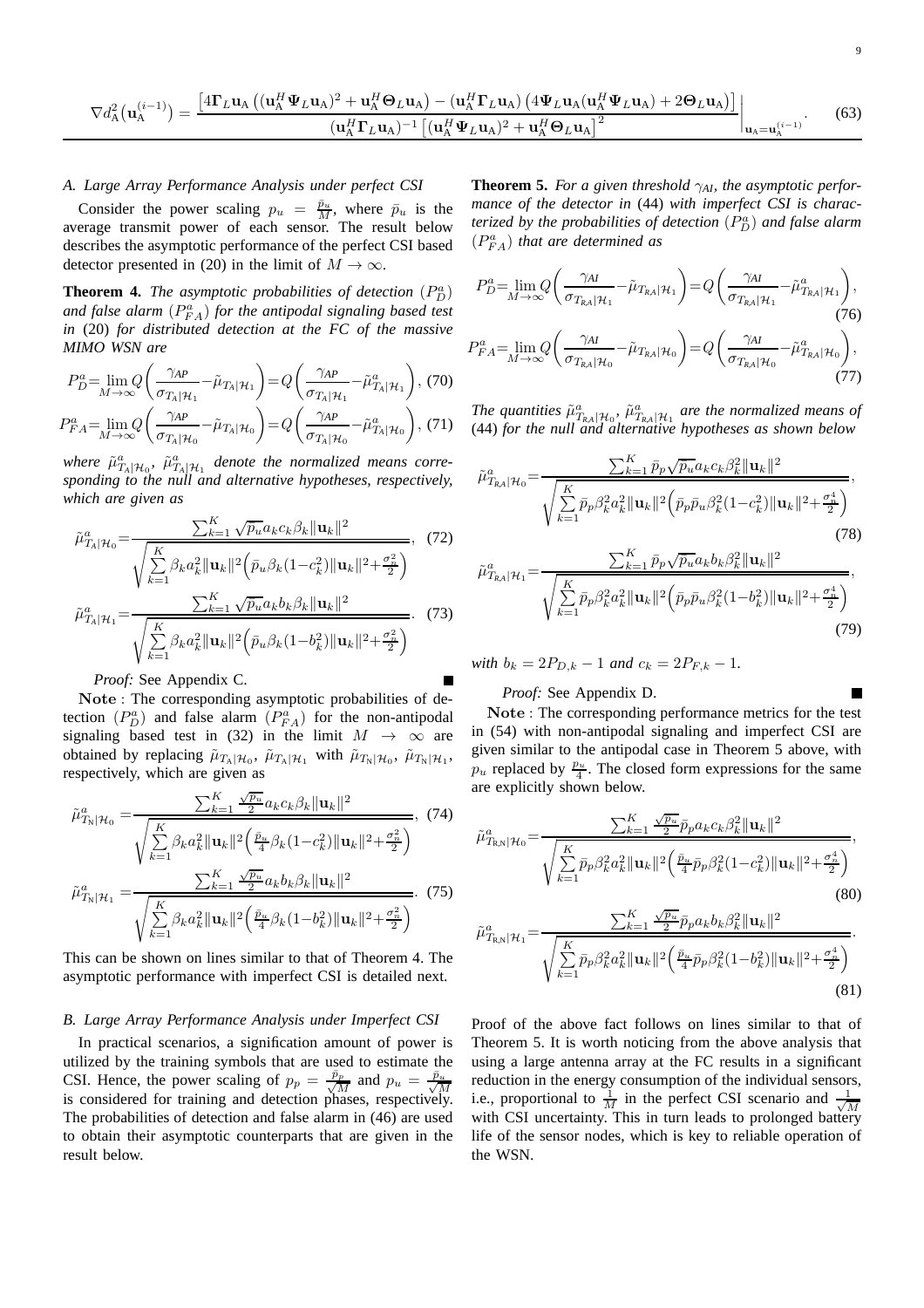$$\nabla d_{\text{A}}^2\big(\mathbf{u}_{\text{A}}^{(i-1)}\big) = \frac{\left[4\mathbf{\Gamma}_L\mathbf{u}_{\text{A}}\left((\mathbf{u}_{\text{A}}^H\mathbf{\Psi}_L\mathbf{u}_{\text{A}})^2 + \mathbf{u}_{\text{A}}^H\mathbf{\Theta}_L\mathbf{u}_{\text{A}}\right) - (\mathbf{u}_{\text{A}}^H\mathbf{\Gamma}_L\mathbf{u}_{\text{A}})\left(4\mathbf{\Psi}_L\mathbf{u}_{\text{A}}(\mathbf{u}_{\text{A}}^H\mathbf{\Psi}_L\mathbf{u}_{\text{A}}) + 2\mathbf{\Theta}_L\mathbf{u}_{\text{A}}\right)\right]}{(\mathbf{u}_{\text{A}}^H\mathbf{\Gamma}_L\mathbf{u}_{\text{A}})^{-1}\left[(\mathbf{u}_{\text{A}}^H\mathbf{\Psi}_L\mathbf{u}_{\text{A}})^2 + \mathbf{u}_{\text{A}}^H\mathbf{\Theta}_L\mathbf{u}_{\text{A}}\right]^2}\Bigg|_{\mathbf{u}_{\text{A}}=\mathbf{u}_{\text{A}}^{(i-1)}}. \quad (63)$$

### A. Large Array Performance Analysis under perfect CSI

Consider the power scaling $p_u = \frac{\bar{p}_u}{M}$, where $\bar{p}_u$ is the average transmit power of each sensor. The result below describes the asymptotic performance of the perfect CSI based detector presented in (20) in the limit of $M \to \infty$.

**Theorem 4.** *The asymptotic probabilities of detection $(P_D^a)$ and false alarm $(P_{FA}^a)$ for the antipodal signaling based test in* (20) *for distributed detection at the FC of the massive MIMO WSN are*

$$P_D^a = \lim_{M\to\infty} Q\left(\frac{\gamma_{AP}}{\sigma_{T_{\text{A}}|\mathcal{H}_1}} - \tilde{\mu}_{T_{\text{A}}|\mathcal{H}_1}\right) = Q\left(\frac{\gamma_{AP}}{\sigma_{T_{\text{A}}|\mathcal{H}_1}} - \tilde{\mu}^a_{T_{\text{A}}|\mathcal{H}_1}\right), \quad (70)$$

$$P_{FA}^a = \lim_{M\to\infty} Q\left(\frac{\gamma_{AP}}{\sigma_{T_{\text{A}}|\mathcal{H}_0}} - \tilde{\mu}_{T_{\text{A}}|\mathcal{H}_0}\right) = Q\left(\frac{\gamma_{AP}}{\sigma_{T_{\text{A}}|\mathcal{H}_0}} - \tilde{\mu}^a_{T_{\text{A}}|\mathcal{H}_0}\right), \quad (71)$$

*where $\tilde{\mu}^a_{T_{\text{A}}|\mathcal{H}_0}$, $\tilde{\mu}^a_{T_{\text{A}}|\mathcal{H}_1}$ denote the normalized means corresponding to the null and alternative hypotheses, respectively, which are given as*

$$\tilde{\mu}^a_{T_{\text{A}}|\mathcal{H}_0} = \frac{\sum_{k=1}^K \sqrt{\bar{p}_u} a_k c_k \beta_k \|\mathbf{u}_k\|^2}{\sqrt{\sum_{k=1}^K \beta_k a_k^2 \|\mathbf{u}_k\|^2 \left(\bar{p}_u \beta_k (1-c_k^2)\|\mathbf{u}_k\|^2 + \frac{\sigma_n^2}{2}\right)}}, \quad (72)$$

$$\tilde{\mu}^a_{T_{\text{A}}|\mathcal{H}_1} = \frac{\sum_{k=1}^K \sqrt{\bar{p}_u} a_k b_k \beta_k \|\mathbf{u}_k\|^2}{\sqrt{\sum_{k=1}^K \beta_k a_k^2 \|\mathbf{u}_k\|^2 \left(\bar{p}_u \beta_k (1-b_k^2)\|\mathbf{u}_k\|^2 + \frac{\sigma_n^2}{2}\right)}}. \quad (73)$$

*Proof:* See Appendix C. ∎

**Note** : The corresponding asymptotic probabilities of detection $(P_D^a)$ and false alarm $(P_{FA}^a)$ for the non-antipodal signaling based test in (32) in the limit $M \to \infty$ are obtained by replacing $\tilde{\mu}_{T_{\text{A}}|\mathcal{H}_0}$, $\tilde{\mu}_{T_{\text{A}}|\mathcal{H}_1}$ with $\tilde{\mu}_{T_{\text{N}}|\mathcal{H}_0}$, $\tilde{\mu}_{T_{\text{N}}|\mathcal{H}_1}$, respectively, which are given as

$$\tilde{\mu}^a_{T_{\text{N}}|\mathcal{H}_0} = \frac{\sum_{k=1}^K \frac{\sqrt{\bar{p}_u}}{2} a_k c_k \beta_k \|\mathbf{u}_k\|^2}{\sqrt{\sum_{k=1}^K \beta_k a_k^2 \|\mathbf{u}_k\|^2 \left(\frac{\bar{p}_u}{4} \beta_k (1-c_k^2)\|\mathbf{u}_k\|^2 + \frac{\sigma_n^2}{2}\right)}}, \quad (74)$$

$$\tilde{\mu}^a_{T_{\text{N}}|\mathcal{H}_1} = \frac{\sum_{k=1}^K \frac{\sqrt{\bar{p}_u}}{2} a_k b_k \beta_k \|\mathbf{u}_k\|^2}{\sqrt{\sum_{k=1}^K \beta_k a_k^2 \|\mathbf{u}_k\|^2 \left(\frac{\bar{p}_u}{4} \beta_k (1-b_k^2)\|\mathbf{u}_k\|^2 + \frac{\sigma_n^2}{2}\right)}}. \quad (75)$$

This can be shown on lines similar to that of Theorem 4. The asymptotic performance with imperfect CSI is detailed next.

### B. Large Array Performance Analysis under Imperfect CSI

In practical scenarios, a signification amount of power is utilized by the training symbols that are used to estimate the CSI. Hence, the power scaling of $p_p = \frac{\bar{p}_p}{\sqrt{M}}$ and $p_u = \frac{\bar{p}_u}{\sqrt{M}}$ is considered for training and detection phases, respectively. The probabilities of detection and false alarm in (46) are used to obtain their asymptotic counterparts that are given in the result below.

**Theorem 5.** *For a given threshold $\gamma_{AI}$, the asymptotic performance of the detector in* (44) *with imperfect CSI is characterized by the probabilities of detection $(P_D^a)$ and false alarm $(P_{FA}^a)$ that are determined as*

$$P_D^a = \lim_{M\to\infty} Q\left(\frac{\gamma_{AI}}{\sigma_{T_{\text{R,A}}|\mathcal{H}_1}} - \tilde{\mu}_{T_{\text{R,A}}|\mathcal{H}_1}\right) = Q\left(\frac{\gamma_{AI}}{\sigma_{T_{\text{R,A}}|\mathcal{H}_1}} - \tilde{\mu}^a_{T_{\text{R,A}}|\mathcal{H}_1}\right), \quad (76)$$

$$P_{FA}^a = \lim_{M\to\infty} Q\left(\frac{\gamma_{AI}}{\sigma_{T_{\text{R,A}}|\mathcal{H}_0}} - \tilde{\mu}_{T_{\text{R,A}}|\mathcal{H}_0}\right) = Q\left(\frac{\gamma_{AI}}{\sigma_{T_{\text{R,A}}|\mathcal{H}_0}} - \tilde{\mu}^a_{T_{\text{R,A}}|\mathcal{H}_0}\right), \quad (77)$$

*The quantities $\tilde{\mu}^a_{T_{\text{R,A}}|\mathcal{H}_0}$, $\tilde{\mu}^a_{T_{\text{R,A}}|\mathcal{H}_1}$ are the normalized means of* (44) *for the null and alternative hypotheses as shown below*

$$\tilde{\mu}^a_{T_{\text{R,A}}|\mathcal{H}_0} = \frac{\sum_{k=1}^K \bar{p}_p \sqrt{\bar{p}_u} a_k c_k \beta_k^2 \|\mathbf{u}_k\|^2}{\sqrt{\sum_{k=1}^K \bar{p}_p \beta_k^2 a_k^2 \|\mathbf{u}_k\|^2 \left(\bar{p}_p \bar{p}_u \beta_k^2 (1-c_k^2)\|\mathbf{u}_k\|^2 + \frac{\sigma_n^4}{2}\right)}}, \quad (78)$$

$$\tilde{\mu}^a_{T_{\text{R,A}}|\mathcal{H}_1} = \frac{\sum_{k=1}^K \bar{p}_p \sqrt{\bar{p}_u} a_k b_k \beta_k^2 \|\mathbf{u}_k\|^2}{\sqrt{\sum_{k=1}^K \bar{p}_p \beta_k^2 a_k^2 \|\mathbf{u}_k\|^2 \left(\bar{p}_p \bar{p}_u \beta_k^2 (1-b_k^2)\|\mathbf{u}_k\|^2 + \frac{\sigma_n^4}{2}\right)}}, \quad (79)$$

*with $b_k = 2P_{D,k} - 1$ and $c_k = 2P_{F,k} - 1$.*

*Proof:* See Appendix D. ∎

**Note** : The corresponding performance metrics for the test in (54) with non-antipodal signaling and imperfect CSI are given similar to the antipodal case in Theorem 5 above, with $p_u$ replaced by $\frac{p_u}{4}$. The closed form expressions for the same are explicitly shown below.

$$\tilde{\mu}^a_{T_{\text{R,N}}|\mathcal{H}_0} = \frac{\sum_{k=1}^K \frac{\sqrt{\bar{p}_u}}{2} \bar{p}_p a_k c_k \beta_k^2 \|\mathbf{u}_k\|^2}{\sqrt{\sum_{k=1}^K \bar{p}_p \beta_k^2 a_k^2 \|\mathbf{u}_k\|^2 \left(\frac{\bar{p}_u}{4} \bar{p}_p \beta_k^2 (1-c_k^2)\|\mathbf{u}_k\|^2 + \frac{\sigma_n^4}{2}\right)}}, \quad (80)$$

$$\tilde{\mu}^a_{T_{\text{R,N}}|\mathcal{H}_1} = \frac{\sum_{k=1}^K \frac{\sqrt{\bar{p}_u}}{2} \bar{p}_p a_k b_k \beta_k^2 \|\mathbf{u}_k\|^2}{\sqrt{\sum_{k=1}^K \bar{p}_p \beta_k^2 a_k^2 \|\mathbf{u}_k\|^2 \left(\frac{\bar{p}_u}{4} \bar{p}_p \beta_k^2 (1-b_k^2)\|\mathbf{u}_k\|^2 + \frac{\sigma_n^4}{2}\right)}}. \quad (81)$$

Proof of the above fact follows on lines similar to that of Theorem 5. It is worth noticing from the above analysis that using a large antenna array at the FC results in a significant reduction in the energy consumption of the individual sensors, i.e., proportional to $\frac{1}{M}$ in the perfect CSI scenario and $\frac{1}{\sqrt{M}}$ with CSI uncertainty. This in turn leads to prolonged battery life of the sensor nodes, which is key to reliable operation of the WSN.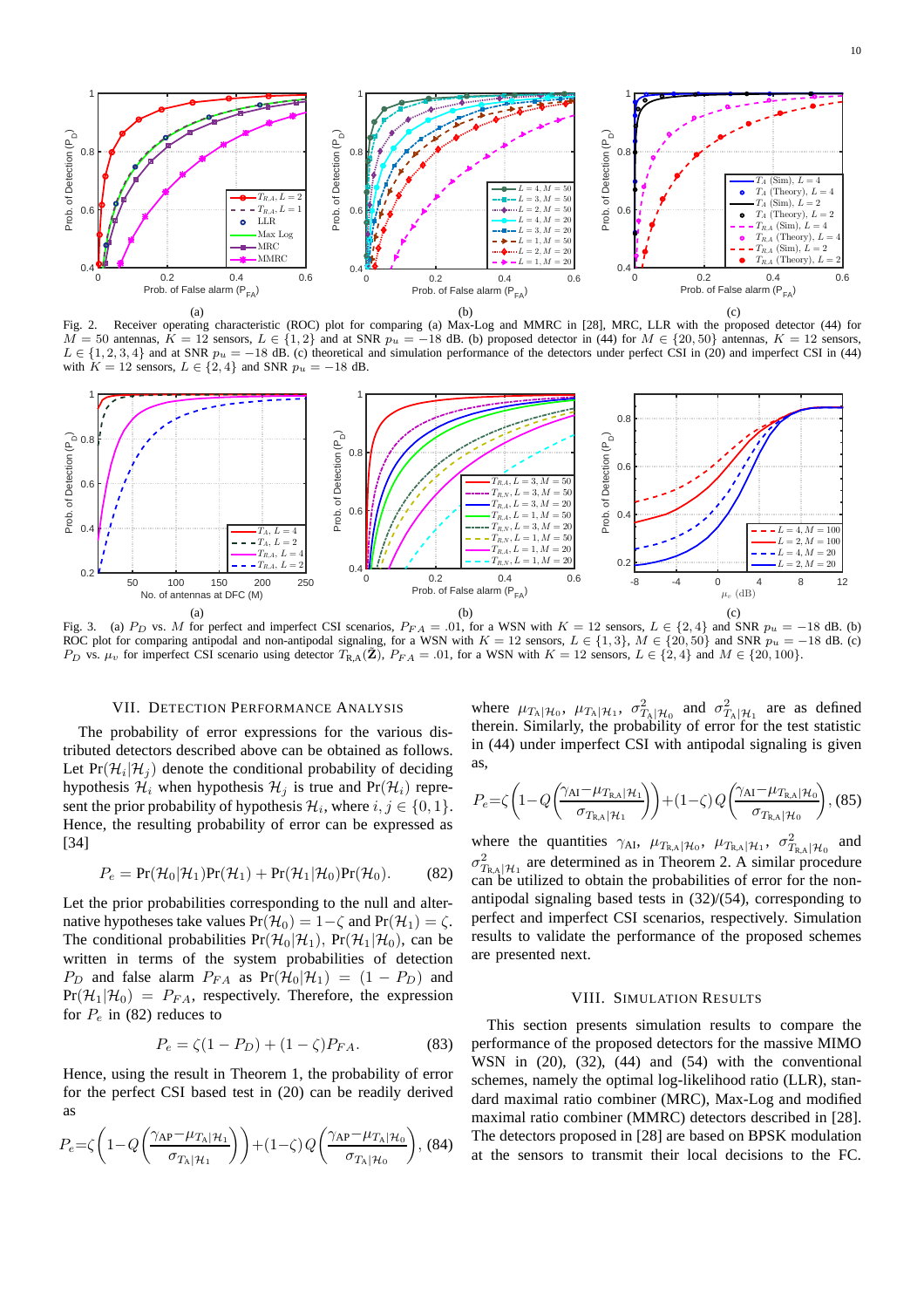Fig. 2. Receiver operating characteristic (ROC) plot for comparing (a) Max-Log and MMRC in [28], MRC, LLR with the proposed detector (44) for $M = 50$ antennas, $K = 12$ sensors, $L \in \{1, 2\}$ and at SNR $p_u = -18$ dB. (b) proposed detector in (44) for $M \in \{20, 50\}$ antennas, $K = 12$ sensors, $L \in \{1, 2, 3, 4\}$ and at SNR $p_u = -18$ dB. (c) theoretical and simulation performance of the detectors under perfect CSI in (20) and imperfect CSI in (44) with $K = 12$ sensors, $L \in \{2, 4\}$ and SNR $p_u = -18$ dB.

Fig. 3. (a) $P_D$ vs. $M$ for perfect and imperfect CSI scenarios, $P_{FA} = .01$, for a WSN with $K = 12$ sensors, $L \in \{2, 4\}$ and SNR $p_u = -18$ dB. (b) ROC plot for comparing antipodal and non-antipodal signaling, for a WSN with $K = 12$ sensors, $L \in \{1, 3\}$, $M \in \{20, 50\}$ and SNR $p_u = -18$ dB. (c) $P_D$ vs. $\mu_v$ for imperfect CSI scenario using detector $T_{\text{R,A}}(\bar{\mathbf{Z}})$, $P_{FA} = .01$, for a WSN with $K = 12$ sensors, $L \in \{2, 4\}$ and $M \in \{20, 100\}$.

## VII. Detection Performance Analysis

The probability of error expressions for the various distributed detectors described above can be obtained as follows. Let $\Pr(\mathcal{H}_i|\mathcal{H}_j)$ denote the conditional probability of deciding hypothesis $\mathcal{H}_i$ when hypothesis $\mathcal{H}_j$ is true and $\Pr(\mathcal{H}_i)$ represent the prior probability of hypothesis $\mathcal{H}_i$, where $i, j \in \{0, 1\}$. Hence, the resulting probability of error can be expressed as [34]

$$P_e = \Pr(\mathcal{H}_0|\mathcal{H}_1)\Pr(\mathcal{H}_1) + \Pr(\mathcal{H}_1|\mathcal{H}_0)\Pr(\mathcal{H}_0). \tag{82}$$

Let the prior probabilities corresponding to the null and alternative hypotheses take values $\Pr(\mathcal{H}_0) = 1-\zeta$ and $\Pr(\mathcal{H}_1) = \zeta$. The conditional probabilities $\Pr(\mathcal{H}_0|\mathcal{H}_1)$, $\Pr(\mathcal{H}_1|\mathcal{H}_0)$, can be written in terms of the system probabilities of detection $P_D$ and false alarm $P_{FA}$ as $\Pr(\mathcal{H}_0|\mathcal{H}_1) = (1 - P_D)$ and $\Pr(\mathcal{H}_1|\mathcal{H}_0) = P_{FA}$, respectively. Therefore, the expression for $P_e$ in (82) reduces to

$$P_e = \zeta(1 - P_D) + (1 - \zeta)P_{FA}. \tag{83}$$

Hence, using the result in Theorem 1, the probability of error for the perfect CSI based test in (20) can be readily derived as

$$P_e = \zeta\left(1 - Q\left(\frac{\gamma_{\text{AP}} - \mu_{T_\text{A}|\mathcal{H}_1}}{\sigma_{T_\text{A}|\mathcal{H}_1}}\right)\right) + (1-\zeta)\, Q\left(\frac{\gamma_{\text{AP}} - \mu_{T_\text{A}|\mathcal{H}_0}}{\sigma_{T_\text{A}|\mathcal{H}_0}}\right), \tag{84}$$

where $\mu_{T_\text{A}|\mathcal{H}_0}$, $\mu_{T_\text{A}|\mathcal{H}_1}$, $\sigma^2_{T_\text{A}|\mathcal{H}_0}$ and $\sigma^2_{T_\text{A}|\mathcal{H}_1}$ are as defined therein. Similarly, the probability of error for the test statistic in (44) under imperfect CSI with antipodal signaling is given as,

$$P_e = \zeta\left(1 - Q\left(\frac{\gamma_{\text{AI}} - \mu_{T_{\text{R,A}}|\mathcal{H}_1}}{\sigma_{T_{\text{R,A}}|\mathcal{H}_1}}\right)\right) + (1-\zeta)\, Q\left(\frac{\gamma_{\text{AI}} - \mu_{T_{\text{R,A}}|\mathcal{H}_0}}{\sigma_{T_{\text{R,A}}|\mathcal{H}_0}}\right), \tag{85}$$

where the quantities $\gamma_{\text{AI}}$, $\mu_{T_{\text{R,A}}|\mathcal{H}_0}$, $\mu_{T_{\text{R,A}}|\mathcal{H}_1}$, $\sigma^2_{T_{\text{R,A}}|\mathcal{H}_0}$ and $\sigma^2_{T_{\text{R,A}}|\mathcal{H}_1}$ are determined as in Theorem 2. A similar procedure can be utilized to obtain the probabilities of error for the non-antipodal signaling based tests in (32)/(54), corresponding to perfect and imperfect CSI scenarios, respectively. Simulation results to validate the performance of the proposed schemes are presented next.

## VIII. Simulation Results

This section presents simulation results to compare the performance of the proposed detectors for the massive MIMO WSN in (20), (32), (44) and (54) with the conventional schemes, namely the optimal log-likelihood ratio (LLR), standard maximal ratio combiner (MRC), Max-Log and modified maximal ratio combiner (MMRC) detectors described in [28]. The detectors proposed in [28] are based on BPSK modulation at the sensors to transmit their local decisions to the FC.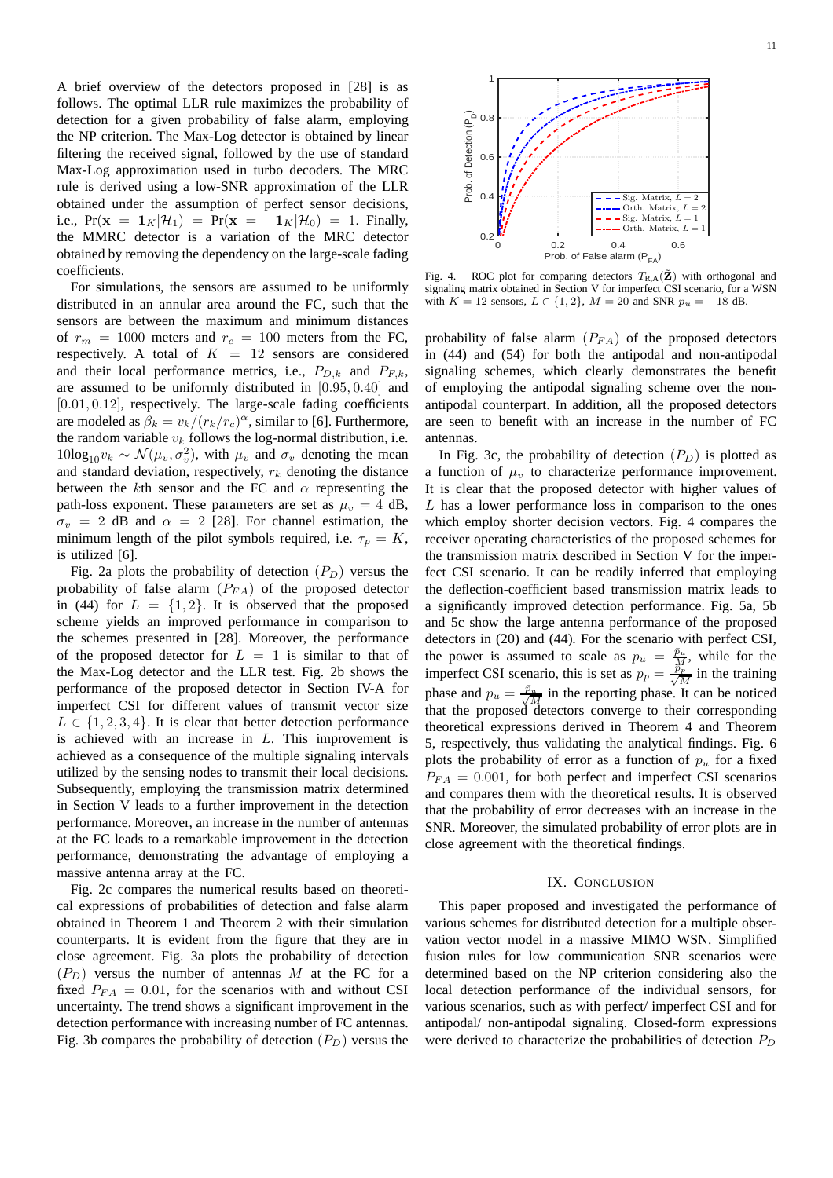A brief overview of the detectors proposed in [28] is as follows. The optimal LLR rule maximizes the probability of detection for a given probability of false alarm, employing the NP criterion. The Max-Log detector is obtained by linear filtering the received signal, followed by the use of standard Max-Log approximation used in turbo decoders. The MRC rule is derived using a low-SNR approximation of the LLR obtained under the assumption of perfect sensor decisions, i.e., $\Pr(\mathbf{x} = \mathbf{1}_K|\mathcal{H}_1) = \Pr(\mathbf{x} = -\mathbf{1}_K|\mathcal{H}_0) = 1$. Finally, the MMRC detector is a variation of the MRC detector obtained by removing the dependency on the large-scale fading coefficients.

For simulations, the sensors are assumed to be uniformly distributed in an annular area around the FC, such that the sensors are between the maximum and minimum distances of $r_m = 1000$ meters and $r_c = 100$ meters from the FC, respectively. A total of $K = 12$ sensors are considered and their local performance metrics, i.e., $P_{D,k}$ and $P_{F,k}$, are assumed to be uniformly distributed in $[0.95, 0.40]$ and $[0.01, 0.12]$, respectively. The large-scale fading coefficients are modeled as $\beta_k = v_k/(r_k/r_c)^\alpha$, similar to [6]. Furthermore, the random variable $v_k$ follows the log-normal distribution, i.e. $10\log_{10} v_k \sim \mathcal{N}(\mu_v, \sigma_v^2)$, with $\mu_v$ and $\sigma_v$ denoting the mean and standard deviation, respectively, $r_k$ denoting the distance between the $k$th sensor and the FC and $\alpha$ representing the path-loss exponent. These parameters are set as $\mu_v = 4$ dB, $\sigma_v = 2$ dB and $\alpha = 2$ [28]. For channel estimation, the minimum length of the pilot symbols required, i.e. $\tau_p = K$, is utilized [6].

Fig. 2a plots the probability of detection $(P_D)$ versus the probability of false alarm $(P_{FA})$ of the proposed detector in (44) for $L = \{1, 2\}$. It is observed that the proposed scheme yields an improved performance in comparison to the schemes presented in [28]. Moreover, the performance of the proposed detector for $L = 1$ is similar to that of the Max-Log detector and the LLR test. Fig. 2b shows the performance of the proposed detector in Section IV-A for imperfect CSI for different values of transmit vector size $L \in \{1, 2, 3, 4\}$. It is clear that better detection performance is achieved with an increase in $L$. This improvement is achieved as a consequence of the multiple signaling intervals utilized by the sensing nodes to transmit their local decisions. Subsequently, employing the transmission matrix determined in Section V leads to a further improvement in the detection performance. Moreover, an increase in the number of antennas at the FC leads to a remarkable improvement in the detection performance, demonstrating the advantage of employing a massive antenna array at the FC.

Fig. 2c compares the numerical results based on theoretical expressions of probabilities of detection and false alarm obtained in Theorem 1 and Theorem 2 with their simulation counterparts. It is evident from the figure that they are in close agreement. Fig. 3a plots the probability of detection $(P_D)$ versus the number of antennas $M$ at the FC for a fixed $P_{FA} = 0.01$, for the scenarios with and without CSI uncertainty. The trend shows a significant improvement in the detection performance with increasing number of FC antennas. Fig. 3b compares the probability of detection $(P_D)$ versus the probability of false alarm $(P_{FA})$ of the proposed detectors in (44) and (54) for both the antipodal and non-antipodal signaling schemes, which clearly demonstrates the benefit of employing the antipodal signaling scheme over the non-antipodal counterpart. In addition, all the proposed detectors are seen to benefit with an increase in the number of FC antennas.

In Fig. 3c, the probability of detection $(P_D)$ is plotted as a function of $\mu_v$ to characterize performance improvement. It is clear that the proposed detector with higher values of $L$ has a lower performance loss in comparison to the ones which employ shorter decision vectors. Fig. 4 compares the receiver operating characteristics of the proposed schemes for the transmission matrix described in Section V for the imperfect CSI scenario. It can be readily inferred that employing the deflection-coefficient based transmission matrix leads to a significantly improved detection performance. Fig. 5a, 5b and 5c show the large antenna performance of the proposed detectors in (20) and (44). For the scenario with perfect CSI, the power is assumed to scale as $p_u = \frac{\bar{p}_u}{M}$, while for the imperfect CSI scenario, this is set as $p_p = \frac{\bar{p}_p}{\sqrt{M}}$ in the training phase and $p_u = \frac{\bar{p}_u}{\sqrt{M}}$ in the reporting phase. It can be noticed that the proposed detectors converge to their corresponding theoretical expressions derived in Theorem 4 and Theorem 5, respectively, thus validating the analytical findings. Fig. 6 plots the probability of error as a function of $p_u$ for a fixed $P_{FA} = 0.001$, for both perfect and imperfect CSI scenarios and compares them with the theoretical results. It is observed that the probability of error decreases with an increase in the SNR. Moreover, the simulated probability of error plots are in close agreement with the theoretical findings.

Fig. 4. ROC plot for comparing detectors $T_{\text{R,A}}(\tilde{\mathbf{Z}})$ with orthogonal and signaling matrix obtained in Section V for imperfect CSI scenario, for a WSN with $K = 12$ sensors, $L \in \{1, 2\}$, $M = 20$ and SNR $p_u = -18$ dB.

## IX. Conclusion

This paper proposed and investigated the performance of various schemes for distributed detection for a multiple observation vector model in a massive MIMO WSN. Simplified fusion rules for low communication SNR scenarios were determined based on the NP criterion considering also the local detection performance of the individual sensors, for various scenarios, such as with perfect/ imperfect CSI and for antipodal/ non-antipodal signaling. Closed-form expressions were derived to characterize the probabilities of detection $P_D$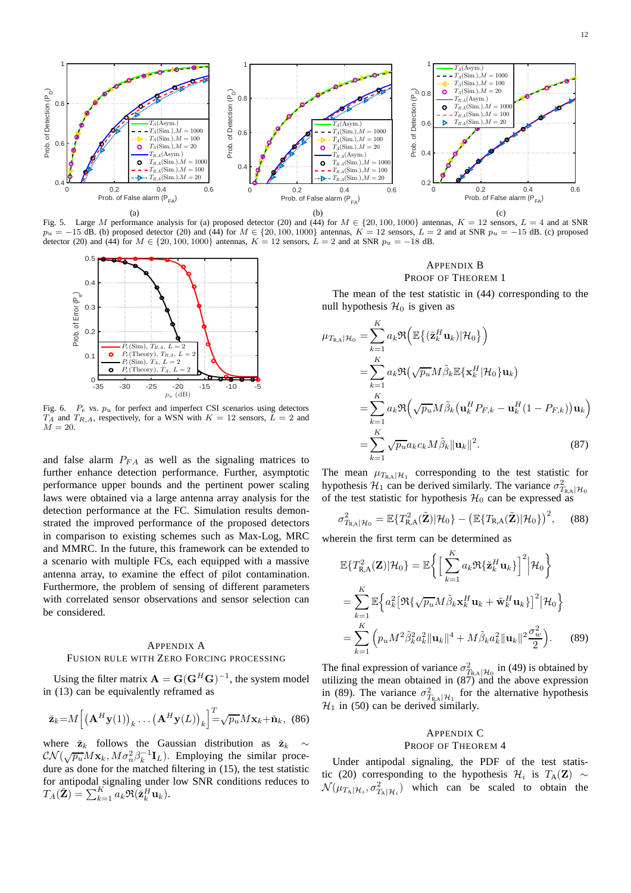Fig. 5. Large $M$ performance analysis for (a) proposed detector (20) and (44) for $M \in \{20, 100, 1000\}$ antennas, $K = 12$ sensors, $L = 4$ and at SNR $p_u = -15$ dB. (b) proposed detector (20) and (44) for $M \in \{20, 100, 1000\}$ antennas, $K = 12$ sensors, $L = 2$ and at SNR $p_u = -15$ dB. (c) proposed detector (20) and (44) for $M \in \{20, 100, 1000\}$ antennas, $K = 12$ sensors, $L = 2$ and at SNR $p_u = -18$ dB.

Fig. 6. $P_e$ vs. $p_u$ for perfect and imperfect CSI scenarios using detectors $T_A$ and $T_{R,A}$, respectively, for a WSN with $K = 12$ sensors, $L = 2$ and $M = 20$.

and false alarm $P_{FA}$ as well as the signaling matrices to further enhance detection performance. Further, asymptotic performance upper bounds and the pertinent power scaling laws were obtained via a large antenna array analysis for the detection performance at the FC. Simulation results demonstrated the improved performance of the proposed detectors in comparison to existing schemes such as Max-Log, MRC and MMRC. In the future, this framework can be extended to a scenario with multiple FCs, each equipped with a massive antenna array, to examine the effect of pilot contamination. Furthermore, the problem of sensing of different parameters with correlated sensor observations and sensor selection can be considered.

## Appendix A
## Fusion Rule with Zero Forcing Processing

Using the filter matrix $\mathbf{A} = \mathbf{G}(\mathbf{G}^H\mathbf{G})^{-1}$, the system model in (13) can be equivalently reframed as

$$\check{\mathbf{z}}_k = M\Big[\big(\mathbf{A}^H\mathbf{y}(1)\big)_k \ldots \big(\mathbf{A}^H\mathbf{y}(L)\big)_k\Big]^T = \sqrt{p_u}M\mathbf{x}_k + \check{\mathbf{n}}_k, \quad (86)$$

where $\check{\mathbf{z}}_k$ follows the Gaussian distribution as $\check{\mathbf{z}}_k \sim \mathcal{CN}(\sqrt{p_u}M\mathbf{x}_k, M\sigma_n^2\beta_k^{-1}\mathbf{I}_L)$. Employing the similar procedure as done for the matched filtering in (15), the test statistic for antipodal signaling under low SNR conditions reduces to $T_A(\check{\mathbf{Z}}) = \sum_{k=1}^{K} a_k \Re(\check{\mathbf{z}}_k^H\mathbf{u}_k)$.

## Appendix B
## Proof of Theorem 1

The mean of the test statistic in (44) corresponding to the null hypothesis $\mathcal{H}_0$ is given as

$$\begin{aligned}
\mu_{T_{\mathrm{R,A}}|\mathcal{H}_0} &= \sum_{k=1}^{K} a_k \Re\Big(\mathbb{E}\{(\tilde{\mathbf{z}}_k^H\mathbf{u}_k)|\mathcal{H}_0\}\Big) \\
&= \sum_{k=1}^{K} a_k \Re\big(\sqrt{p_u}M\tilde{\beta}_k\mathbb{E}\{\mathbf{x}_k^H|\mathcal{H}_0\}\mathbf{u}_k\big) \\
&= \sum_{k=1}^{K} a_k \Re\Big(\sqrt{p_u}M\tilde{\beta}_k\big(\mathbf{u}_k^H P_{F,k} - \mathbf{u}_k^H(1-P_{F,k})\big)\mathbf{u}_k\Big) \\
&= \sum_{k=1}^{K} \sqrt{p_u}a_k c_k M\tilde{\beta}_k\|\mathbf{u}_k\|^2. \quad (87)
\end{aligned}$$

The mean $\mu_{T_{\mathrm{R,A}}|\mathcal{H}_1}$ corresponding to the test statistic for hypothesis $\mathcal{H}_1$ can be derived similarly. The variance $\sigma^2_{T_{\mathrm{R,A}}|\mathcal{H}_0}$ of the test statistic for hypothesis $\mathcal{H}_0$ can be expressed as

$$\sigma^2_{T_{\mathrm{R,A}}|\mathcal{H}_0} = \mathbb{E}\{T^2_{\mathrm{R,A}}(\tilde{\mathbf{Z}})|\mathcal{H}_0\} - \big(\mathbb{E}\{T_{\mathrm{R,A}}(\tilde{\mathbf{Z}})|\mathcal{H}_0\}\big)^2, \quad (88)$$

wherein the first term can be determined as

$$\begin{aligned}
\mathbb{E}\{T^2_{\mathrm{R,A}}(\mathbf{Z})|\mathcal{H}_0\} &= \mathbb{E}\bigg\{\Big[\sum_{k=1}^{K} a_k\Re\{\tilde{\mathbf{z}}_k^H\mathbf{u}_k\}\Big]^2\Big|\mathcal{H}_0\bigg\} \\
&= \sum_{k=1}^{K}\mathbb{E}\Big\{a_k^2\big[\Re\{\sqrt{p_u}M\tilde{\beta}_k\mathbf{x}_k^H\mathbf{u}_k + \tilde{\mathbf{w}}_k^H\mathbf{u}_k\}\big]^2\Big|\mathcal{H}_0\Big\} \\
&= \sum_{k=1}^{K}\Big(p_u M^2\tilde{\beta}_k^2 a_k^2\|\mathbf{u}_k\|^4 + M\tilde{\beta}_k a_k^2\|\mathbf{u}_k\|^2\frac{\sigma_w^2}{2}\Big). \quad (89)
\end{aligned}$$

The final expression of variance $\sigma^2_{T_{\mathrm{R,A}}|\mathcal{H}_0}$ in (49) is obtained by utilizing the mean obtained in (87) and the above expression in (89). The variance $\sigma^2_{T_{\mathrm{R,A}}|\mathcal{H}_1}$ for the alternative hypothesis $\mathcal{H}_1$ in (50) can be derived similarly.

## Appendix C
## Proof of Theorem 4

Under antipodal signaling, the PDF of the test statistic (20) corresponding to the hypothesis $\mathcal{H}_i$ is $T_{\mathrm{A}}(\mathbf{Z}) \sim \mathcal{N}(\mu_{T_{\mathrm{A}}|\mathcal{H}_i}, \sigma^2_{T_{\mathrm{A}}|\mathcal{H}_i})$ which can be scaled to obtain the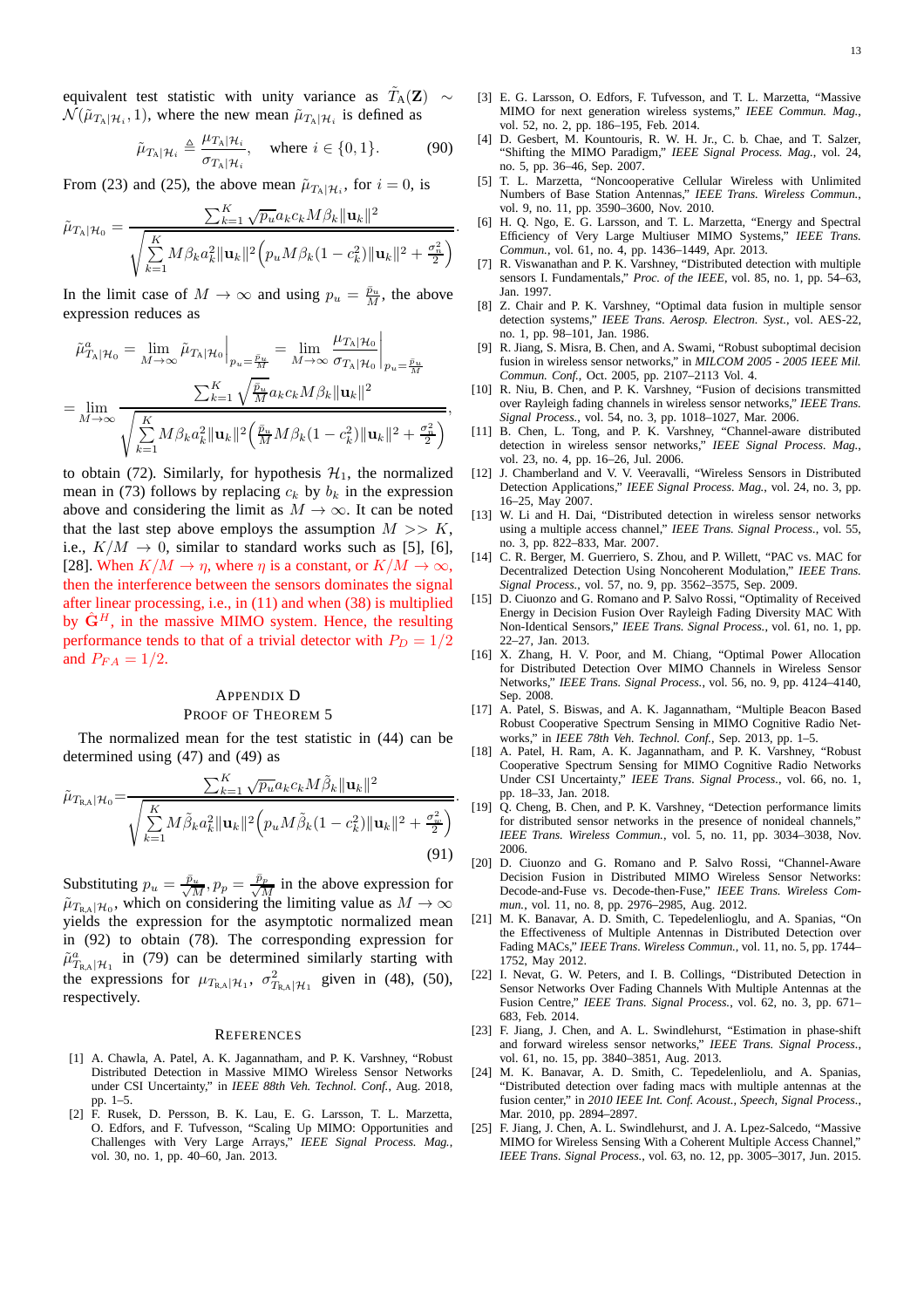equivalent test statistic with unity variance as $\tilde{T}_{\rm A}(\mathbf{Z}) \sim \mathcal{N}(\tilde{\mu}_{T_{\rm A}|\mathcal{H}_i}, 1)$, where the new mean $\tilde{\mu}_{T_{\rm A}|\mathcal{H}_i}$ is defined as

$$\tilde{\mu}_{T_{\rm A}|\mathcal{H}_i} \triangleq \frac{\mu_{T_{\rm A}|\mathcal{H}_i}}{\sigma_{T_{\rm A}|\mathcal{H}_i}}, \quad \text{where } i \in \{0,1\}. \tag{90}$$

From (23) and (25), the above mean $\tilde{\mu}_{T_{\rm A}|\mathcal{H}_i}$, for $i=0$, is

$$\tilde{\mu}_{T_{\rm A}|\mathcal{H}_0} = \frac{\sum_{k=1}^{K} \sqrt{p_u} a_k c_k M \beta_k \|\mathbf{u}_k\|^2}{\sqrt{\sum_{k=1}^{K} M\beta_k a_k^2 \|\mathbf{u}_k\|^2 \Big(p_u M \beta_k (1-c_k^2)\|\mathbf{u}_k\|^2 + \frac{\sigma_n^2}{2}\Big)}}.$$

In the limit case of $M \to \infty$ and using $p_u = \frac{\bar{p}_u}{M}$, the above expression reduces as

$$\tilde{\mu}^a_{T_{\rm A}|\mathcal{H}_0} = \lim_{M\to\infty} \tilde{\mu}_{T_{\rm A}|\mathcal{H}_0}\Big|_{p_u = \frac{\bar{p}_u}{M}} = \lim_{M\to\infty} \frac{\mu_{T_{\rm A}|\mathcal{H}_0}}{\sigma_{T_{\rm A}|\mathcal{H}_0}}\Big|_{p_u = \frac{\bar{p}_u}{M}}$$

$$= \lim_{M\to\infty} \frac{\sum_{k=1}^{K} \sqrt{\frac{\bar{p}_u}{M}} a_k c_k M \beta_k \|\mathbf{u}_k\|^2}{\sqrt{\sum_{k=1}^{K} M\beta_k a_k^2 \|\mathbf{u}_k\|^2 \Big(\frac{\bar{p}_u}{M} M \beta_k (1-c_k^2)\|\mathbf{u}_k\|^2 + \frac{\sigma_n^2}{2}\Big)}},$$

to obtain (72). Similarly, for hypothesis $\mathcal{H}_1$, the normalized mean in (73) follows by replacing $c_k$ by $b_k$ in the expression above and considering the limit as $M \to \infty$. It can be noted that the last step above employs the assumption $M >> K$, i.e., $K/M \to 0$, similar to standard works such as [5], [6], [28]. When $K/M \to \eta$, where $\eta$ is a constant, or $K/M \to \infty$, then the interference between the sensors dominates the signal after linear processing, i.e., in (11) and when (38) is multiplied by $\hat{\mathbf{G}}^H$, in the massive MIMO system. Hence, the resulting performance tends to that of a trivial detector with $P_D = 1/2$ and $P_{FA} = 1/2$.

## Appendix D
## Proof of Theorem 5

The normalized mean for the test statistic in (44) can be determined using (47) and (49) as

$$\tilde{\mu}_{T_{\rm R,A}|\mathcal{H}_0} = \frac{\sum_{k=1}^{K} \sqrt{p_u} a_k c_k M \tilde{\beta}_k \|\mathbf{u}_k\|^2}{\sqrt{\sum_{k=1}^{K} M\tilde{\beta}_k a_k^2 \|\mathbf{u}_k\|^2 \Big(p_u M \tilde{\beta}_k (1-c_k^2)\|\mathbf{u}_k\|^2 + \frac{\sigma_n^2}{2}\Big)}}. \tag{91}$$

Substituting $p_u = \frac{\bar{p}_u}{\sqrt{M}}, p_p = \frac{\bar{p}_p}{\sqrt{M}}$ in the above expression for $\tilde{\mu}_{T_{\rm R,A}|\mathcal{H}_0}$, which on considering the limiting value as $M \to \infty$ yields the expression for the asymptotic normalized mean in (92) to obtain (78). The corresponding expression for $\tilde{\mu}^a_{T_{\rm R,A}|\mathcal{H}_1}$ in (79) can be determined similarly starting with the expressions for $\mu_{T_{\rm R,A}|\mathcal{H}_1}$, $\sigma^2_{T_{\rm R,A}|\mathcal{H}_1}$ given in (48), (50), respectively.

## References

[1] A. Chawla, A. Patel, A. K. Jagannatham, and P. K. Varshney, "Robust Distributed Detection in Massive MIMO Wireless Sensor Networks under CSI Uncertainty," in *IEEE 88th Veh. Technol. Conf.*, Aug. 2018, pp. 1–5.

[2] F. Rusek, D. Persson, B. K. Lau, E. G. Larsson, T. L. Marzetta, O. Edfors, and F. Tufvesson, "Scaling Up MIMO: Opportunities and Challenges with Very Large Arrays," *IEEE Signal Process. Mag.*, vol. 30, no. 1, pp. 40–60, Jan. 2013.

[3] E. G. Larsson, O. Edfors, F. Tufvesson, and T. L. Marzetta, "Massive MIMO for next generation wireless systems," *IEEE Commun. Mag.*, vol. 52, no. 2, pp. 186–195, Feb. 2014.

[4] D. Gesbert, M. Kountouris, R. W. H. Jr., C. b. Chae, and T. Salzer, "Shifting the MIMO Paradigm," *IEEE Signal Process. Mag.*, vol. 24, no. 5, pp. 36–46, Sep. 2007.

[5] T. L. Marzetta, "Noncooperative Cellular Wireless with Unlimited Numbers of Base Station Antennas," *IEEE Trans. Wireless Commun.*, vol. 9, no. 11, pp. 3590–3600, Nov. 2010.

[6] H. Q. Ngo, E. G. Larsson, and T. L. Marzetta, "Energy and Spectral Efficiency of Very Large Multiuser MIMO Systems," *IEEE Trans. Commun.*, vol. 61, no. 4, pp. 1436–1449, Apr. 2013.

[7] R. Viswanathan and P. K. Varshney, "Distributed detection with multiple sensors I. Fundamentals," *Proc. of the IEEE*, vol. 85, no. 1, pp. 54–63, Jan. 1997.

[8] Z. Chair and P. K. Varshney, "Optimal data fusion in multiple sensor detection systems," *IEEE Trans. Aerosp. Electron. Syst.*, vol. AES-22, no. 1, pp. 98–101, Jan. 1986.

[9] R. Jiang, S. Misra, B. Chen, and A. Swami, "Robust suboptimal decision fusion in wireless sensor networks," in *MILCOM 2005 - 2005 IEEE Mil. Commun. Conf.*, Oct. 2005, pp. 2107–2113 Vol. 4.

[10] R. Niu, B. Chen, and P. K. Varshney, "Fusion of decisions transmitted over Rayleigh fading channels in wireless sensor networks," *IEEE Trans. Signal Process.*, vol. 54, no. 3, pp. 1018–1027, Mar. 2006.

[11] B. Chen, L. Tong, and P. K. Varshney, "Channel-aware distributed detection in wireless sensor networks," *IEEE Signal Process. Mag.*, vol. 23, no. 4, pp. 16–26, Jul. 2006.

[12] J. Chamberland and V. V. Veeravalli, "Wireless Sensors in Distributed Detection Applications," *IEEE Signal Process. Mag.*, vol. 24, no. 3, pp. 16–25, May 2007.

[13] W. Li and H. Dai, "Distributed detection in wireless sensor networks using a multiple access channel," *IEEE Trans. Signal Process.*, vol. 55, no. 3, pp. 822–833, Mar. 2007.

[14] C. R. Berger, M. Guerriero, S. Zhou, and P. Willett, "PAC vs. MAC for Decentralized Detection Using Noncoherent Modulation," *IEEE Trans. Signal Process.*, vol. 57, no. 9, pp. 3562–3575, Sep. 2009.

[15] D. Ciuonzo and G. Romano and P. Salvo Rossi, "Optimality of Received Energy in Decision Fusion Over Rayleigh Fading Diversity MAC With Non-Identical Sensors," *IEEE Trans. Signal Process.*, vol. 61, no. 1, pp. 22–27, Jan. 2013.

[16] X. Zhang, H. V. Poor, and M. Chiang, "Optimal Power Allocation for Distributed Detection Over MIMO Channels in Wireless Sensor Networks," *IEEE Trans. Signal Process.*, vol. 56, no. 9, pp. 4124–4140, Sep. 2008.

[17] A. Patel, S. Biswas, and A. K. Jagannatham, "Multiple Beacon Based Robust Cooperative Spectrum Sensing in MIMO Cognitive Radio Networks," in *IEEE 78th Veh. Technol. Conf.*, Sep. 2013, pp. 1–5.

[18] A. Patel, H. Ram, A. K. Jagannatham, and P. K. Varshney, "Robust Cooperative Spectrum Sensing for MIMO Cognitive Radio Networks Under CSI Uncertainty," *IEEE Trans. Signal Process.*, vol. 66, no. 1, pp. 18–33, Jan. 2018.

[19] Q. Cheng, B. Chen, and P. K. Varshney, "Detection performance limits for distributed sensor networks in the presence of nonideal channels," *IEEE Trans. Wireless Commun.*, vol. 5, no. 11, pp. 3034–3038, Nov. 2006.

[20] D. Ciuonzo and G. Romano and P. Salvo Rossi, "Channel-Aware Decision Fusion in Distributed MIMO Wireless Sensor Networks: Decode-and-Fuse vs. Decode-then-Fuse," *IEEE Trans. Wireless Commun.*, vol. 11, no. 8, pp. 2976–2985, Aug. 2012.

[21] M. K. Banavar, A. D. Smith, C. Tepedelenlioglu, and A. Spanias, "On the Effectiveness of Multiple Antennas in Distributed Detection over Fading MACs," *IEEE Trans. Wireless Commun.*, vol. 11, no. 5, pp. 1744–1752, May 2012.

[22] I. Nevat, G. W. Peters, and I. B. Collings, "Distributed Detection in Sensor Networks Over Fading Channels With Multiple Antennas at the Fusion Centre," *IEEE Trans. Signal Process.*, vol. 62, no. 3, pp. 671–683, Feb. 2014.

[23] F. Jiang, J. Chen, and A. L. Swindlehurst, "Estimation in phase-shift and forward wireless sensor networks," *IEEE Trans. Signal Process.*, vol. 61, no. 15, pp. 3840–3851, Aug. 2013.

[24] M. K. Banavar, A. D. Smith, C. Tepedelenliolu, and A. Spanias, "Distributed detection over fading macs with multiple antennas at the fusion center," in *2010 IEEE Int. Conf. Acoust., Speech, Signal Process.*, Mar. 2010, pp. 2894–2897.

[25] F. Jiang, J. Chen, A. L. Swindlehurst, and J. A. Lpez-Salcedo, "Massive MIMO for Wireless Sensing With a Coherent Multiple Access Channel," *IEEE Trans. Signal Process.*, vol. 63, no. 12, pp. 3005–3017, Jun. 2015.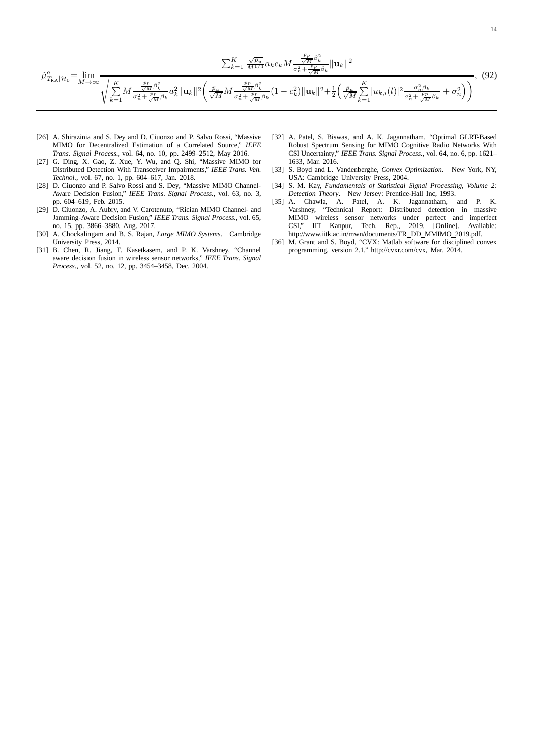$$\tilde{\mu}^a_{T_{\text{R,A}}|\mathcal{H}_0} = \lim_{M\to\infty} \frac{\sum_{k=1}^{K} \frac{\sqrt{\bar{p}_u}}{M^{1/4}} a_k c_k M \frac{\frac{\bar{p}_p}{\sqrt{M}}\beta_k^2}{\sigma_n^2 + \frac{\bar{p}_p}{\sqrt{M}}\beta_k} \|\mathbf{u}_k\|^2}{\sqrt{\sum_{k=1}^{K} M \frac{\frac{\bar{p}_p}{\sqrt{M}}\beta_k^2}{\sigma_n^2 + \frac{\bar{p}_p}{\sqrt{M}}\beta_k} a_k^2 \|\mathbf{u}_k\|^2 \left( \frac{\bar{p}_u}{\sqrt{M}} M \frac{\frac{\bar{p}_p}{\sqrt{M}}\beta_k^2}{\sigma_n^2 + \frac{\bar{p}_p}{\sqrt{M}}\beta_k} (1-c_k^2) \|\mathbf{u}_k\|^2 + \frac{1}{2}\left( \frac{\bar{p}_u}{\sqrt{M}} \sum_{k=1}^{K} |u_{k,i}(l)|^2 \frac{\sigma_n^2 \beta_k}{\sigma_n^2 + \frac{\bar{p}_p}{\sqrt{M}}\beta_k} + \sigma_n^2 \right) \right)}}, \quad (92)$$

[26] A. Shirazinia and S. Dey and D. Ciuonzo and P. Salvo Rossi, "Massive MIMO for Decentralized Estimation of a Correlated Source," *IEEE Trans. Signal Process.*, vol. 64, no. 10, pp. 2499–2512, May 2016.

[27] G. Ding, X. Gao, Z. Xue, Y. Wu, and Q. Shi, "Massive MIMO for Distributed Detection With Transceiver Impairments," *IEEE Trans. Veh. Technol.*, vol. 67, no. 1, pp. 604–617, Jan. 2018.

[28] D. Ciuonzo and P. Salvo Rossi and S. Dey, "Massive MIMO Channel-Aware Decision Fusion," *IEEE Trans. Signal Process.*, vol. 63, no. 3, pp. 604–619, Feb. 2015.

[29] D. Ciuonzo, A. Aubry, and V. Carotenuto, "Rician MIMO Channel- and Jamming-Aware Decision Fusion," *IEEE Trans. Signal Process.*, vol. 65, no. 15, pp. 3866–3880, Aug. 2017.

[30] A. Chockalingam and B. S. Rajan, *Large MIMO Systems*. Cambridge University Press, 2014.

[31] B. Chen, R. Jiang, T. Kasetkasem, and P. K. Varshney, "Channel aware decision fusion in wireless sensor networks," *IEEE Trans. Signal Process.*, vol. 52, no. 12, pp. 3454–3458, Dec. 2004.

[32] A. Patel, S. Biswas, and A. K. Jagannatham, "Optimal GLRT-Based Robust Spectrum Sensing for MIMO Cognitive Radio Networks With CSI Uncertainty," *IEEE Trans. Signal Process.*, vol. 64, no. 6, pp. 1621–1633, Mar. 2016.

[33] S. Boyd and L. Vandenberghe, *Convex Optimization*. New York, NY, USA: Cambridge University Press, 2004.

[34] S. M. Kay, *Fundamentals of Statistical Signal Processing, Volume 2: Detection Theory*. New Jersey: Prentice-Hall Inc, 1993.

[35] A. Chawla, A. Patel, A. K. Jagannatham, and P. K. Varshney, "Technical Report: Distributed detection in massive MIMO wireless sensor networks under perfect and imperfect CSI," IIT Kanpur, Tech. Rep., 2019, [Online]. Available: http://www.iitk.ac.in/mwn/documents/TR_DD_MMIMO_2019.pdf.

[36] M. Grant and S. Boyd, "CVX: Matlab software for disciplined convex programming, version 2.1," http://cvxr.com/cvx, Mar. 2014.